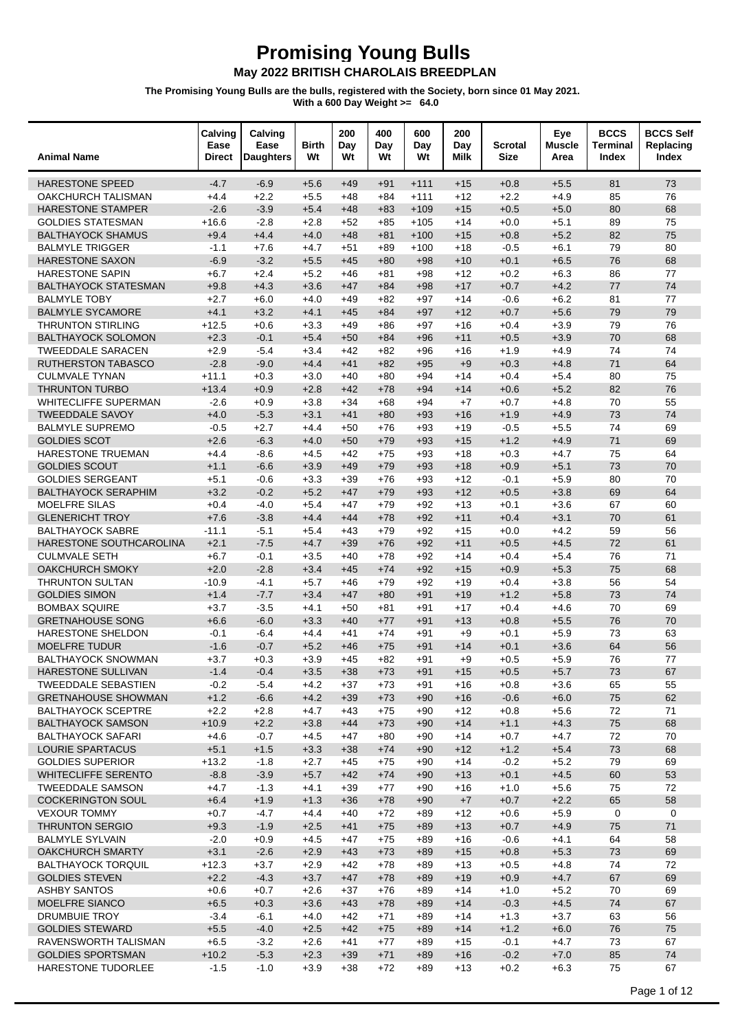# Promising Young Bulls

## May 2022 BRITISH CHAROLAIS BREEDPLAN

**The Promising Young Bulls are the bulls, registered with the Society, born since 01 May 2021.**
**With a 600 Day Weight >= 64.0**

| Animal Name | Calving Ease Direct | Calving Ease Daughters | Birth Wt | 200 Day Wt | 400 Day Wt | 600 Day Wt | 200 Day Milk | Scrotal Size | Eye Muscle Area | BCCS Terminal Index | BCCS Self Replacing Index |
|---|---|---|---|---|---|---|---|---|---|---|---|
| HARESTONE SPEED | -4.7 | -6.9 | +5.6 | +49 | +91 | +111 | +15 | +0.8 | +5.5 | 81 | 73 |
| OAKCHURCH TALISMAN | +4.4 | +2.2 | +5.5 | +48 | +84 | +111 | +12 | +2.2 | +4.9 | 85 | 76 |
| HARESTONE STAMPER | -2.6 | -3.9 | +5.4 | +48 | +83 | +109 | +15 | +0.5 | +5.0 | 80 | 68 |
| GOLDIES STATESMAN | +16.6 | -2.8 | +2.8 | +52 | +85 | +105 | +14 | +0.0 | +5.1 | 89 | 75 |
| BALTHAYOCK SHAMUS | +9.4 | +4.4 | +4.0 | +48 | +81 | +100 | +15 | +0.8 | +5.2 | 82 | 75 |
| BALMYLE TRIGGER | -1.1 | +7.6 | +4.7 | +51 | +89 | +100 | +18 | -0.5 | +6.1 | 79 | 80 |
| HARESTONE SAXON | -6.9 | -3.2 | +5.5 | +45 | +80 | +98 | +10 | +0.1 | +6.5 | 76 | 68 |
| HARESTONE SAPIN | +6.7 | +2.4 | +5.2 | +46 | +81 | +98 | +12 | +0.2 | +6.3 | 86 | 77 |
| BALTHAYOCK STATESMAN | +9.8 | +4.3 | +3.6 | +47 | +84 | +98 | +17 | +0.7 | +4.2 | 77 | 74 |
| BALMYLE TOBY | +2.7 | +6.0 | +4.0 | +49 | +82 | +97 | +14 | -0.6 | +6.2 | 81 | 77 |
| BALMYLE SYCAMORE | +4.1 | +3.2 | +4.1 | +45 | +84 | +97 | +12 | +0.7 | +5.6 | 79 | 79 |
| THRUNTON STIRLING | +12.5 | +0.6 | +3.3 | +49 | +86 | +97 | +16 | +0.4 | +3.9 | 79 | 76 |
| BALTHAYOCK SOLOMON | +2.3 | -0.1 | +5.4 | +50 | +84 | +96 | +11 | +0.5 | +3.9 | 70 | 68 |
| TWEEDDALE SARACEN | +2.9 | -5.4 | +3.4 | +42 | +82 | +96 | +16 | +1.9 | +4.9 | 74 | 74 |
| RUTHERSTON TABASCO | -2.8 | -9.0 | +4.4 | +41 | +82 | +95 | +9 | +0.3 | +4.8 | 71 | 64 |
| CULMVALE TYNAN | +11.1 | +0.3 | +3.0 | +40 | +80 | +94 | +14 | +0.4 | +5.4 | 80 | 75 |
| THRUNTON TURBO | +13.4 | +0.9 | +2.8 | +42 | +78 | +94 | +14 | +0.6 | +5.2 | 82 | 76 |
| WHITECLIFFE SUPERMAN | -2.6 | +0.9 | +3.8 | +34 | +68 | +94 | +7 | +0.7 | +4.8 | 70 | 55 |
| TWEEDDALE SAVOY | +4.0 | -5.3 | +3.1 | +41 | +80 | +93 | +16 | +1.9 | +4.9 | 73 | 74 |
| BALMYLE SUPREMO | -0.5 | +2.7 | +4.4 | +50 | +76 | +93 | +19 | -0.5 | +5.5 | 74 | 69 |
| GOLDIES SCOT | +2.6 | -6.3 | +4.0 | +50 | +79 | +93 | +15 | +1.2 | +4.9 | 71 | 69 |
| HARESTONE TRUEMAN | +4.4 | -8.6 | +4.5 | +42 | +75 | +93 | +18 | +0.3 | +4.7 | 75 | 64 |
| GOLDIES SCOUT | +1.1 | -6.6 | +3.9 | +49 | +79 | +93 | +18 | +0.9 | +5.1 | 73 | 70 |
| GOLDIES SERGEANT | +5.1 | -0.6 | +3.3 | +39 | +76 | +93 | +12 | -0.1 | +5.9 | 80 | 70 |
| BALTHAYOCK SERAPHIM | +3.2 | -0.2 | +5.2 | +47 | +79 | +93 | +12 | +0.5 | +3.8 | 69 | 64 |
| MOELFRE SILAS | +0.4 | -4.0 | +5.4 | +47 | +79 | +92 | +13 | +0.1 | +3.6 | 67 | 60 |
| GLENERICHT TROY | +7.6 | -3.8 | +4.4 | +44 | +78 | +92 | +11 | +0.4 | +3.1 | 70 | 61 |
| BALTHAYOCK SABRE | -11.1 | -5.1 | +5.4 | +43 | +79 | +92 | +15 | +0.0 | +4.2 | 59 | 56 |
| HARESTONE SOUTHCAROLINA | +2.1 | -7.5 | +4.7 | +39 | +76 | +92 | +11 | +0.5 | +4.5 | 72 | 61 |
| CULMVALE SETH | +6.7 | -0.1 | +3.5 | +40 | +78 | +92 | +14 | +0.4 | +5.4 | 76 | 71 |
| OAKCHURCH SMOKY | +2.0 | -2.8 | +3.4 | +45 | +74 | +92 | +15 | +0.9 | +5.3 | 75 | 68 |
| THRUNTON SULTAN | -10.9 | -4.1 | +5.7 | +46 | +79 | +92 | +19 | +0.4 | +3.8 | 56 | 54 |
| GOLDIES SIMON | +1.4 | -7.7 | +3.4 | +47 | +80 | +91 | +19 | +1.2 | +5.8 | 73 | 74 |
| BOMBAX SQUIRE | +3.7 | -3.5 | +4.1 | +50 | +81 | +91 | +17 | +0.4 | +4.6 | 70 | 69 |
| GRETNAHOUSE SONG | +6.6 | -6.0 | +3.3 | +40 | +77 | +91 | +13 | +0.8 | +5.5 | 76 | 70 |
| HARESTONE SHELDON | -0.1 | -6.4 | +4.4 | +41 | +74 | +91 | +9 | +0.1 | +5.9 | 73 | 63 |
| MOELFRE TUDUR | -1.6 | -0.7 | +5.2 | +46 | +75 | +91 | +14 | +0.1 | +3.6 | 64 | 56 |
| BALTHAYOCK SNOWMAN | +3.7 | +0.3 | +3.9 | +45 | +82 | +91 | +9 | +0.5 | +5.9 | 76 | 77 |
| HARESTONE SULLIVAN | -1.4 | -0.4 | +3.5 | +38 | +73 | +91 | +15 | +0.5 | +5.7 | 73 | 67 |
| TWEEDDALE SEBASTIEN | -0.2 | -5.4 | +4.2 | +37 | +73 | +91 | +16 | +0.8 | +3.6 | 65 | 55 |
| GRETNAHOUSE SHOWMAN | +1.2 | -6.6 | +4.2 | +39 | +73 | +90 | +16 | -0.6 | +6.0 | 75 | 62 |
| BALTHAYOCK SCEPTRE | +2.2 | +2.8 | +4.7 | +43 | +75 | +90 | +12 | +0.8 | +5.6 | 72 | 71 |
| BALTHAYOCK SAMSON | +10.9 | +2.2 | +3.8 | +44 | +73 | +90 | +14 | +1.1 | +4.3 | 75 | 68 |
| BALTHAYOCK SAFARI | +4.6 | -0.7 | +4.5 | +47 | +80 | +90 | +14 | +0.7 | +4.7 | 72 | 70 |
| LOURIE SPARTACUS | +5.1 | +1.5 | +3.3 | +38 | +74 | +90 | +12 | +1.2 | +5.4 | 73 | 68 |
| GOLDIES SUPERIOR | +13.2 | -1.8 | +2.7 | +45 | +75 | +90 | +14 | -0.2 | +5.2 | 79 | 69 |
| WHITECLIFFE SERENTO | -8.8 | -3.9 | +5.7 | +42 | +74 | +90 | +13 | +0.1 | +4.5 | 60 | 53 |
| TWEEDDALE SAMSON | +4.7 | -1.3 | +4.1 | +39 | +77 | +90 | +16 | +1.0 | +5.6 | 75 | 72 |
| COCKERINGTON SOUL | +6.4 | +1.9 | +1.3 | +36 | +78 | +90 | +7 | +0.7 | +2.2 | 65 | 58 |
| VEXOUR TOMMY | +0.7 | -4.7 | +4.4 | +40 | +72 | +89 | +12 | +0.6 | +5.9 | 0 | 0 |
| THRUNTON SERGIO | +9.3 | -1.9 | +2.5 | +41 | +75 | +89 | +13 | +0.7 | +4.9 | 75 | 71 |
| BALMYLE SYLVAIN | -2.0 | +0.9 | +4.5 | +47 | +75 | +89 | +16 | -0.6 | +4.1 | 64 | 58 |
| OAKCHURCH SMARTY | +3.1 | -2.6 | +2.9 | +43 | +73 | +89 | +15 | +0.8 | +5.3 | 73 | 69 |
| BALTHAYOCK TORQUIL | +12.3 | +3.7 | +2.9 | +42 | +78 | +89 | +13 | +0.5 | +4.8 | 74 | 72 |
| GOLDIES STEVEN | +2.2 | -4.3 | +3.7 | +47 | +78 | +89 | +19 | +0.9 | +4.7 | 67 | 69 |
| ASHBY SANTOS | +0.6 | +0.7 | +2.6 | +37 | +76 | +89 | +14 | +1.0 | +5.2 | 70 | 69 |
| MOELFRE SIANCO | +6.5 | +0.3 | +3.6 | +43 | +78 | +89 | +14 | -0.3 | +4.5 | 74 | 67 |
| DRUMBUIE TROY | -3.4 | -6.1 | +4.0 | +42 | +71 | +89 | +14 | +1.3 | +3.7 | 63 | 56 |
| GOLDIES STEWARD | +5.5 | -4.0 | +2.5 | +42 | +75 | +89 | +14 | +1.2 | +6.0 | 76 | 75 |
| RAVENSWORTH TALISMAN | +6.5 | -3.2 | +2.6 | +41 | +77 | +89 | +15 | -0.1 | +4.7 | 73 | 67 |
| GOLDIES SPORTSMAN | +10.2 | -5.3 | +2.3 | +39 | +71 | +89 | +16 | -0.2 | +7.0 | 85 | 74 |
| HARESTONE TUDORLEE | -1.5 | -1.0 | +3.9 | +38 | +72 | +89 | +13 | +0.2 | +6.3 | 75 | 67 |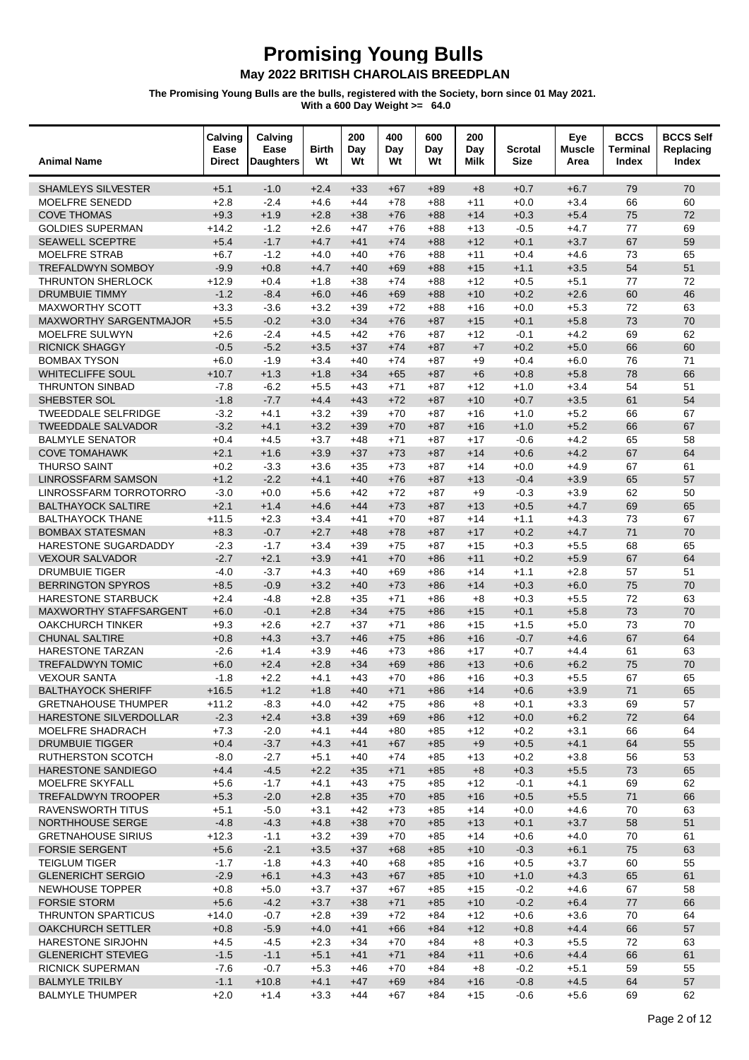# Promising Young Bulls

## May 2022 BRITISH CHAROLAIS BREEDPLAN

**The Promising Young Bulls are the bulls, registered with the Society, born since 01 May 2021.**
**With a 600 Day Weight >= 64.0**

| Animal Name | Calving Ease Direct | Calving Ease Daughters | Birth Wt | 200 Day Wt | 400 Day Wt | 600 Day Wt | 200 Day Milk | Scrotal Size | Eye Muscle Area | BCCS Terminal Index | BCCS Self Replacing Index |
|---|---|---|---|---|---|---|---|---|---|---|---|
| SHAMLEYS SILVESTER | +5.1 | -1.0 | +2.4 | +33 | +67 | +89 | +8 | +0.7 | +6.7 | 79 | 70 |
| MOELFRE SENEDD | +2.8 | -2.4 | +4.6 | +44 | +78 | +88 | +11 | +0.0 | +3.4 | 66 | 60 |
| COVE THOMAS | +9.3 | +1.9 | +2.8 | +38 | +76 | +88 | +14 | +0.3 | +5.4 | 75 | 72 |
| GOLDIES SUPERMAN | +14.2 | -1.2 | +2.6 | +47 | +76 | +88 | +13 | -0.5 | +4.7 | 77 | 69 |
| SEAWELL SCEPTRE | +5.4 | -1.7 | +4.7 | +41 | +74 | +88 | +12 | +0.1 | +3.7 | 67 | 59 |
| MOELFRE STRAB | +6.7 | -1.2 | +4.0 | +40 | +76 | +88 | +11 | +0.4 | +4.6 | 73 | 65 |
| TREFALDWYN SOMBOY | -9.9 | +0.8 | +4.7 | +40 | +69 | +88 | +15 | +1.1 | +3.5 | 54 | 51 |
| THRUNTON SHERLOCK | +12.9 | +0.4 | +1.8 | +38 | +74 | +88 | +12 | +0.5 | +5.1 | 77 | 72 |
| DRUMBUIE TIMMY | -1.2 | -8.4 | +6.0 | +46 | +69 | +88 | +10 | +0.2 | +2.6 | 60 | 46 |
| MAXWORTHY SCOTT | +3.3 | -3.6 | +3.2 | +39 | +72 | +88 | +16 | +0.0 | +5.3 | 72 | 63 |
| MAXWORTHY SARGENTMAJOR | +5.5 | -0.2 | +3.0 | +34 | +76 | +87 | +15 | +0.1 | +5.8 | 73 | 70 |
| MOELFRE SULWYN | +2.6 | -2.4 | +4.5 | +42 | +76 | +87 | +12 | -0.1 | +4.2 | 69 | 62 |
| RICNICK SHAGGY | -0.5 | -5.2 | +3.5 | +37 | +74 | +87 | +7 | +0.2 | +5.0 | 66 | 60 |
| BOMBAX TYSON | +6.0 | -1.9 | +3.4 | +40 | +74 | +87 | +9 | +0.4 | +6.0 | 76 | 71 |
| WHITECLIFFE SOUL | +10.7 | +1.3 | +1.8 | +34 | +65 | +87 | +6 | +0.8 | +5.8 | 78 | 66 |
| THRUNTON SINBAD | -7.8 | -6.2 | +5.5 | +43 | +71 | +87 | +12 | +1.0 | +3.4 | 54 | 51 |
| SHEBSTER SOL | -1.8 | -7.7 | +4.4 | +43 | +72 | +87 | +10 | +0.7 | +3.5 | 61 | 54 |
| TWEEDDALE SELFRIDGE | -3.2 | +4.1 | +3.2 | +39 | +70 | +87 | +16 | +1.0 | +5.2 | 66 | 67 |
| TWEEDDALE SALVADOR | -3.2 | +4.1 | +3.2 | +39 | +70 | +87 | +16 | +1.0 | +5.2 | 66 | 67 |
| BALMYLE SENATOR | +0.4 | +4.5 | +3.7 | +48 | +71 | +87 | +17 | -0.6 | +4.2 | 65 | 58 |
| COVE TOMAHAWK | +2.1 | +1.6 | +3.9 | +37 | +73 | +87 | +14 | +0.6 | +4.2 | 67 | 64 |
| THURSO SAINT | +0.2 | -3.3 | +3.6 | +35 | +73 | +87 | +14 | +0.0 | +4.9 | 67 | 61 |
| LINROSSFARM SAMSON | +1.2 | -2.2 | +4.1 | +40 | +76 | +87 | +13 | -0.4 | +3.9 | 65 | 57 |
| LINROSSFARM TORROTORRO | -3.0 | +0.0 | +5.6 | +42 | +72 | +87 | +9 | -0.3 | +3.9 | 62 | 50 |
| BALTHAYOCK SALTIRE | +2.1 | +1.4 | +4.6 | +44 | +73 | +87 | +13 | +0.5 | +4.7 | 69 | 65 |
| BALTHAYOCK THANE | +11.5 | +2.3 | +3.4 | +41 | +70 | +87 | +14 | +1.1 | +4.3 | 73 | 67 |
| BOMBAX STATESMAN | +8.3 | -0.7 | +2.7 | +48 | +78 | +87 | +17 | +0.2 | +4.7 | 71 | 70 |
| HARESTONE SUGARDADDY | -2.3 | -1.7 | +3.4 | +39 | +75 | +87 | +15 | +0.3 | +5.5 | 68 | 65 |
| VEXOUR SALVADOR | -2.7 | +2.1 | +3.9 | +41 | +70 | +86 | +11 | +0.2 | +5.9 | 67 | 64 |
| DRUMBUIE TIGER | -4.0 | -3.7 | +4.3 | +40 | +69 | +86 | +14 | +1.1 | +2.8 | 57 | 51 |
| BERRINGTON SPYROS | +8.5 | -0.9 | +3.2 | +40 | +73 | +86 | +14 | +0.3 | +6.0 | 75 | 70 |
| HARESTONE STARBUCK | +2.4 | -4.8 | +2.8 | +35 | +71 | +86 | +8 | +0.3 | +5.5 | 72 | 63 |
| MAXWORTHY STAFFSARGENT | +6.0 | -0.1 | +2.8 | +34 | +75 | +86 | +15 | +0.1 | +5.8 | 73 | 70 |
| OAKCHURCH TINKER | +9.3 | +2.6 | +2.7 | +37 | +71 | +86 | +15 | +1.5 | +5.0 | 73 | 70 |
| CHUNAL SALTIRE | +0.8 | +4.3 | +3.7 | +46 | +75 | +86 | +16 | -0.7 | +4.6 | 67 | 64 |
| HARESTONE TARZAN | -2.6 | +1.4 | +3.9 | +46 | +73 | +86 | +17 | +0.7 | +4.4 | 61 | 63 |
| TREFALDWYN TOMIC | +6.0 | +2.4 | +2.8 | +34 | +69 | +86 | +13 | +0.6 | +6.2 | 75 | 70 |
| VEXOUR SANTA | -1.8 | +2.2 | +4.1 | +43 | +70 | +86 | +16 | +0.3 | +5.5 | 67 | 65 |
| BALTHAYOCK SHERIFF | +16.5 | +1.2 | +1.8 | +40 | +71 | +86 | +14 | +0.6 | +3.9 | 71 | 65 |
| GRETNAHOUSE THUMPER | +11.2 | -8.3 | +4.0 | +42 | +75 | +86 | +8 | +0.1 | +3.3 | 69 | 57 |
| HARESTONE SILVERDOLLAR | -2.3 | +2.4 | +3.8 | +39 | +69 | +86 | +12 | +0.0 | +6.2 | 72 | 64 |
| MOELFRE SHADRACH | +7.3 | -2.0 | +4.1 | +44 | +80 | +85 | +12 | +0.2 | +3.1 | 66 | 64 |
| DRUMBUIE TIGGER | +0.4 | -3.7 | +4.3 | +41 | +67 | +85 | +9 | +0.5 | +4.1 | 64 | 55 |
| RUTHERSTON SCOTCH | -8.0 | -2.7 | +5.1 | +40 | +74 | +85 | +13 | +0.2 | +3.8 | 56 | 53 |
| HARESTONE SANDIEGO | +4.4 | -4.5 | +2.2 | +35 | +71 | +85 | +8 | +0.3 | +5.5 | 73 | 65 |
| MOELFRE SKYFALL | +5.6 | -1.7 | +4.1 | +43 | +75 | +85 | +12 | -0.1 | +4.1 | 69 | 62 |
| TREFALDWYN TROOPER | +5.3 | -2.0 | +2.8 | +35 | +70 | +85 | +16 | +0.5 | +5.5 | 71 | 66 |
| RAVENSWORTH TITUS | +5.1 | -5.0 | +3.1 | +42 | +73 | +85 | +14 | +0.0 | +4.6 | 70 | 63 |
| NORTHHOUSE SERGE | -4.8 | -4.3 | +4.8 | +38 | +70 | +85 | +13 | +0.1 | +3.7 | 58 | 51 |
| GRETNAHOUSE SIRIUS | +12.3 | -1.1 | +3.2 | +39 | +70 | +85 | +14 | +0.6 | +4.0 | 70 | 61 |
| FORSIE SERGENT | +5.6 | -2.1 | +3.5 | +37 | +68 | +85 | +10 | -0.3 | +6.1 | 75 | 63 |
| TEIGLUM TIGER | -1.7 | -1.8 | +4.3 | +40 | +68 | +85 | +16 | +0.5 | +3.7 | 60 | 55 |
| GLENERICHT SERGIO | -2.9 | +6.1 | +4.3 | +43 | +67 | +85 | +10 | +1.0 | +4.3 | 65 | 61 |
| NEWHOUSE TOPPER | +0.8 | +5.0 | +3.7 | +37 | +67 | +85 | +15 | -0.2 | +4.6 | 67 | 58 |
| FORSIE STORM | +5.6 | -4.2 | +3.7 | +38 | +71 | +85 | +10 | -0.2 | +6.4 | 77 | 66 |
| THRUNTON SPARTICUS | +14.0 | -0.7 | +2.8 | +39 | +72 | +84 | +12 | +0.6 | +3.6 | 70 | 64 |
| OAKCHURCH SETTLER | +0.8 | -5.9 | +4.0 | +41 | +66 | +84 | +12 | +0.8 | +4.4 | 66 | 57 |
| HARESTONE SIRJOHN | +4.5 | -4.5 | +2.3 | +34 | +70 | +84 | +8 | +0.3 | +5.5 | 72 | 63 |
| GLENERICHT STEVIEG | -1.5 | -1.1 | +5.1 | +41 | +71 | +84 | +11 | +0.6 | +4.4 | 66 | 61 |
| RICNICK SUPERMAN | -7.6 | -0.7 | +5.3 | +46 | +70 | +84 | +8 | -0.2 | +5.1 | 59 | 55 |
| BALMYLE TRILBY | -1.1 | +10.8 | +4.1 | +47 | +69 | +84 | +16 | -0.8 | +4.5 | 64 | 57 |
| BALMYLE THUMPER | +2.0 | +1.4 | +3.3 | +44 | +67 | +84 | +15 | -0.6 | +5.6 | 69 | 62 |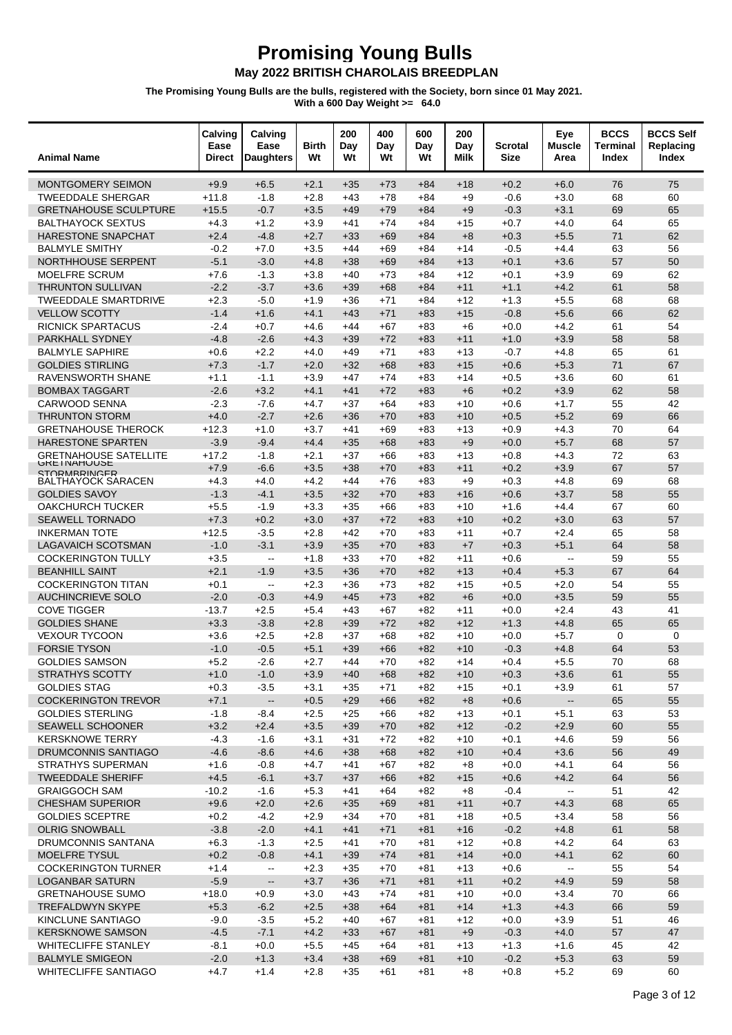# Promising Young Bulls

## May 2022 BRITISH CHAROLAIS BREEDPLAN

**The Promising Young Bulls are the bulls, registered with the Society, born since 01 May 2021.**
**With a 600 Day Weight >= 64.0**

| Animal Name | Calving Ease Direct | Calving Ease Daughters | Birth Wt | 200 Day Wt | 400 Day Wt | 600 Day Wt | 200 Day Milk | Scrotal Size | Eye Muscle Area | BCCS Terminal Index | BCCS Self Replacing Index |
|---|---|---|---|---|---|---|---|---|---|---|---|
| MONTGOMERY SEIMON | +9.9 | +6.5 | +2.1 | +35 | +73 | +84 | +18 | +0.2 | +6.0 | 76 | 75 |
| TWEEDDALE SHERGAR | +11.8 | -1.8 | +2.8 | +43 | +78 | +84 | +9 | -0.6 | +3.0 | 68 | 60 |
| GRETNAHOUSE SCULPTURE | +15.5 | -0.7 | +3.5 | +49 | +79 | +84 | +9 | -0.3 | +3.1 | 69 | 65 |
| BALTHAYOCK SEXTUS | +4.3 | +1.2 | +3.9 | +41 | +74 | +84 | +15 | +0.7 | +4.0 | 64 | 65 |
| HARESTONE SNAPCHAT | +2.4 | -4.8 | +2.7 | +33 | +69 | +84 | +8 | +0.3 | +5.5 | 71 | 62 |
| BALMYLE SMITHY | -0.2 | +7.0 | +3.5 | +44 | +69 | +84 | +14 | -0.5 | +4.4 | 63 | 56 |
| NORTHHOUSE SERPENT | -5.1 | -3.0 | +4.8 | +38 | +69 | +84 | +13 | +0.1 | +3.6 | 57 | 50 |
| MOELFRE SCRUM | +7.6 | -1.3 | +3.8 | +40 | +73 | +84 | +12 | +0.1 | +3.9 | 69 | 62 |
| THRUNTON SULLIVAN | -2.2 | -3.7 | +3.6 | +39 | +68 | +84 | +11 | +1.1 | +4.2 | 61 | 58 |
| TWEEDDALE SMARTDRIVE | +2.3 | -5.0 | +1.9 | +36 | +71 | +84 | +12 | +1.3 | +5.5 | 68 | 68 |
| VELLOW SCOTTY | -1.4 | +1.6 | +4.1 | +43 | +71 | +83 | +15 | -0.8 | +5.6 | 66 | 62 |
| RICNICK SPARTACUS | -2.4 | +0.7 | +4.6 | +44 | +67 | +83 | +6 | +0.0 | +4.2 | 61 | 54 |
| PARKHALL SYDNEY | -4.8 | -2.6 | +4.3 | +39 | +72 | +83 | +11 | +1.0 | +3.9 | 58 | 58 |
| BALMYLE SAPHIRE | +0.6 | +2.2 | +4.0 | +49 | +71 | +83 | +13 | -0.7 | +4.8 | 65 | 61 |
| GOLDIES STIRLING | +7.3 | -1.7 | +2.0 | +32 | +68 | +83 | +15 | +0.6 | +5.3 | 71 | 67 |
| RAVENSWORTH SHANE | +1.1 | -1.1 | +3.9 | +47 | +74 | +83 | +14 | +0.5 | +3.6 | 60 | 61 |
| BOMBAX TAGGART | -2.6 | +3.2 | +4.1 | +41 | +72 | +83 | +6 | +0.2 | +3.9 | 62 | 58 |
| CARWOOD SENNA | -2.3 | -7.6 | +4.7 | +37 | +64 | +83 | +10 | +0.6 | +1.7 | 55 | 42 |
| THRUNTON STORM | +4.0 | -2.7 | +2.6 | +36 | +70 | +83 | +10 | +0.5 | +5.2 | 69 | 66 |
| GRETNAHOUSE THEROCK | +12.3 | +1.0 | +3.7 | +41 | +69 | +83 | +13 | +0.9 | +4.3 | 70 | 64 |
| HARESTONE SPARTEN | -3.9 | -9.4 | +4.4 | +35 | +68 | +83 | +9 | +0.0 | +5.7 | 68 | 57 |
| GRETNAHOUSE SATELLITE | +17.2 | -1.8 | +2.1 | +37 | +66 | +83 | +13 | +0.8 | +4.3 | 72 | 63 |
| GRETNAHOUSE STORMBRINGER | +7.9 | -6.6 | +3.5 | +38 | +70 | +83 | +11 | +0.2 | +3.9 | 67 | 57 |
| BALTHAYOCK SARACEN | +4.3 | +4.0 | +4.2 | +44 | +76 | +83 | +9 | +0.3 | +4.8 | 69 | 68 |
| GOLDIES SAVOY | -1.3 | -4.1 | +3.5 | +32 | +70 | +83 | +16 | +0.6 | +3.7 | 58 | 55 |
| OAKCHURCH TUCKER | +5.5 | -1.9 | +3.3 | +35 | +66 | +83 | +10 | +1.6 | +4.4 | 67 | 60 |
| SEAWELL TORNADO | +7.3 | +0.2 | +3.0 | +37 | +72 | +83 | +10 | +0.2 | +3.0 | 63 | 57 |
| INKERMAN TOTE | +12.5 | -3.5 | +2.8 | +42 | +70 | +83 | +11 | +0.7 | +2.4 | 65 | 58 |
| LAGAVAICH SCOTSMAN | -1.0 | -3.1 | +3.9 | +35 | +70 | +83 | +7 | +0.3 | +5.1 | 64 | 58 |
| COCKERINGTON TULLY | +3.5 | -- | +1.8 | +33 | +70 | +82 | +11 | +0.6 | -- | 59 | 55 |
| BEANHILL SAINT | +2.1 | -1.9 | +3.5 | +36 | +70 | +82 | +13 | +0.4 | +5.3 | 67 | 64 |
| COCKERINGTON TITAN | +0.1 | -- | +2.3 | +36 | +73 | +82 | +15 | +0.5 | +2.0 | 54 | 55 |
| AUCHINCRIEVE SOLO | -2.0 | -0.3 | +4.9 | +45 | +73 | +82 | +6 | +0.0 | +3.5 | 59 | 55 |
| COVE TIGGER | -13.7 | +2.5 | +5.4 | +43 | +67 | +82 | +11 | +0.0 | +2.4 | 43 | 41 |
| GOLDIES SHANE | +3.3 | -3.8 | +2.8 | +39 | +72 | +82 | +12 | +1.3 | +4.8 | 65 | 65 |
| VEXOUR TYCOON | +3.6 | +2.5 | +2.8 | +37 | +68 | +82 | +10 | +0.0 | +5.7 | 0 | 0 |
| FORSIE TYSON | -1.0 | -0.5 | +5.1 | +39 | +66 | +82 | +10 | -0.3 | +4.8 | 64 | 53 |
| GOLDIES SAMSON | +5.2 | -2.6 | +2.7 | +44 | +70 | +82 | +14 | +0.4 | +5.5 | 70 | 68 |
| STRATHYS SCOTTY | +1.0 | -1.0 | +3.9 | +40 | +68 | +82 | +10 | +0.3 | +3.6 | 61 | 55 |
| GOLDIES STAG | +0.3 | -3.5 | +3.1 | +35 | +71 | +82 | +15 | +0.1 | +3.9 | 61 | 57 |
| COCKERINGTON TREVOR | +7.1 | -- | +0.5 | +29 | +66 | +82 | +8 | +0.6 | -- | 65 | 55 |
| GOLDIES STERLING | -1.8 | -8.4 | +2.5 | +25 | +66 | +82 | +13 | +0.1 | +5.1 | 63 | 53 |
| SEAWELL SCHOONER | +3.2 | +2.4 | +3.5 | +39 | +70 | +82 | +12 | -0.2 | +2.9 | 60 | 55 |
| KERSKNOWE TERRY | -4.3 | -1.6 | +3.1 | +31 | +72 | +82 | +10 | +0.1 | +4.6 | 59 | 56 |
| DRUMCONNIS SANTIAGO | -4.6 | -8.6 | +4.6 | +38 | +68 | +82 | +10 | +0.4 | +3.6 | 56 | 49 |
| STRATHYS SUPERMAN | +1.6 | -0.8 | +4.7 | +41 | +67 | +82 | +8 | +0.0 | +4.1 | 64 | 56 |
| TWEEDDALE SHERIFF | +4.5 | -6.1 | +3.7 | +37 | +66 | +82 | +15 | +0.6 | +4.2 | 64 | 56 |
| GRAIGGOCH SAM | -10.2 | -1.6 | +5.3 | +41 | +64 | +82 | +8 | -0.4 | -- | 51 | 42 |
| CHESHAM SUPERIOR | +9.6 | +2.0 | +2.6 | +35 | +69 | +81 | +11 | +0.7 | +4.3 | 68 | 65 |
| GOLDIES SCEPTRE | +0.2 | -4.2 | +2.9 | +34 | +70 | +81 | +18 | +0.5 | +3.4 | 58 | 56 |
| OLRIG SNOWBALL | -3.8 | -2.0 | +4.1 | +41 | +71 | +81 | +16 | -0.2 | +4.8 | 61 | 58 |
| DRUMCONNIS SANTANA | +6.3 | -1.3 | +2.5 | +41 | +70 | +81 | +12 | +0.8 | +4.2 | 64 | 63 |
| MOELFRE TYSUL | +0.2 | -0.8 | +4.1 | +39 | +74 | +81 | +14 | +0.0 | +4.1 | 62 | 60 |
| COCKERINGTON TURNER | +1.4 | -- | +2.3 | +35 | +70 | +81 | +13 | +0.6 | -- | 55 | 54 |
| LOGANBAR SATURN | -5.9 | -- | +3.7 | +36 | +71 | +81 | +11 | +0.2 | +4.9 | 59 | 58 |
| GRETNAHOUSE SUMO | +18.0 | +0.9 | +3.0 | +43 | +74 | +81 | +10 | +0.0 | +3.4 | 70 | 66 |
| TREFALDWYN SKYPE | +5.3 | -6.2 | +2.5 | +38 | +64 | +81 | +14 | +1.3 | +4.3 | 66 | 59 |
| KINCLUNE SANTIAGO | -9.0 | -3.5 | +5.2 | +40 | +67 | +81 | +12 | +0.0 | +3.9 | 51 | 46 |
| KERSKNOWE SAMSON | -4.5 | -7.1 | +4.2 | +33 | +67 | +81 | +9 | -0.3 | +4.0 | 57 | 47 |
| WHITECLIFFE STANLEY | -8.1 | +0.0 | +5.5 | +45 | +64 | +81 | +13 | +1.3 | +1.6 | 45 | 42 |
| BALMYLE SMIGEON | -2.0 | +1.3 | +3.4 | +38 | +69 | +81 | +10 | -0.2 | +5.3 | 63 | 59 |
| WHITECLIFFE SANTIAGO | +4.7 | +1.4 | +2.8 | +35 | +61 | +81 | +8 | +0.8 | +5.2 | 69 | 60 |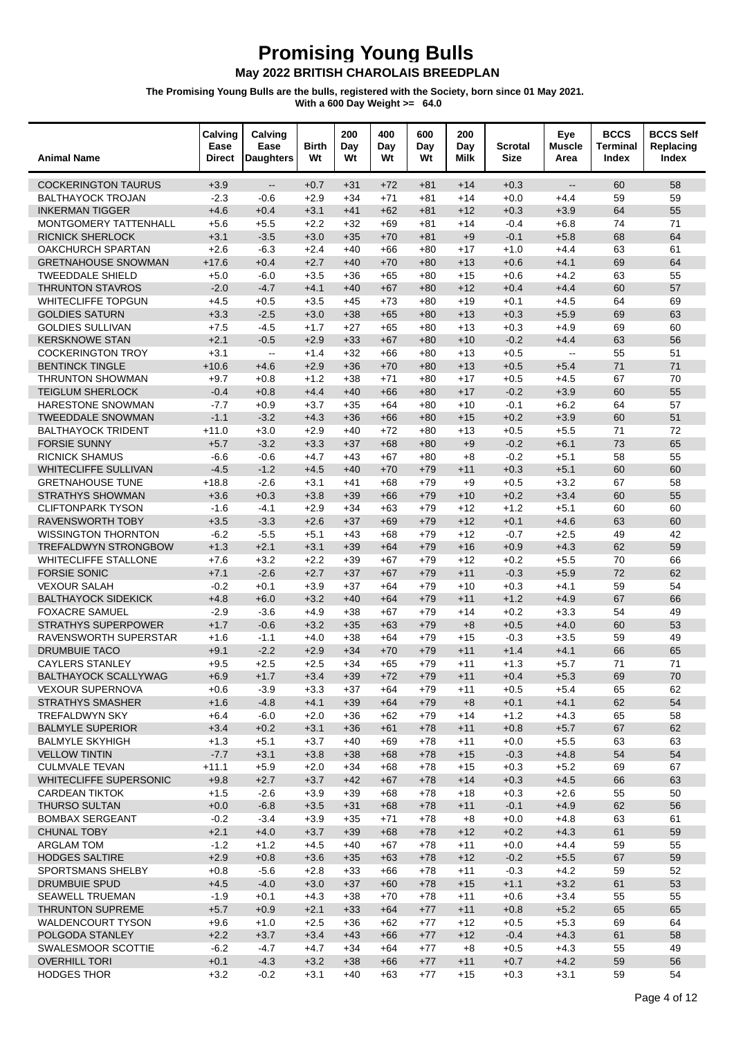# Promising Young Bulls

## May 2022 BRITISH CHAROLAIS BREEDPLAN

**The Promising Young Bulls are the bulls, registered with the Society, born since 01 May 2021.**
**With a 600 Day Weight >= 64.0**

| Animal Name | Calving Ease Direct | Calving Ease Daughters | Birth Wt | 200 Day Wt | 400 Day Wt | 600 Day Wt | 200 Day Milk | Scrotal Size | Eye Muscle Area | BCCS Terminal Index | BCCS Self Replacing Index |
|---|---|---|---|---|---|---|---|---|---|---|---|
| COCKERINGTON TAURUS | +3.9 | -- | +0.7 | +31 | +72 | +81 | +14 | +0.3 | -- | 60 | 58 |
| BALTHAYOCK TROJAN | -2.3 | -0.6 | +2.9 | +34 | +71 | +81 | +14 | +0.0 | +4.4 | 59 | 59 |
| INKERMAN TIGGER | +4.6 | +0.4 | +3.1 | +41 | +62 | +81 | +12 | +0.3 | +3.9 | 64 | 55 |
| MONTGOMERY TATTENHALL | +5.6 | +5.5 | +2.2 | +32 | +69 | +81 | +14 | -0.4 | +6.8 | 74 | 71 |
| RICNICK SHERLOCK | +3.1 | -3.5 | +3.0 | +35 | +70 | +81 | +9 | -0.1 | +5.8 | 68 | 64 |
| OAKCHURCH SPARTAN | +2.6 | -6.3 | +2.4 | +40 | +66 | +80 | +17 | +1.0 | +4.4 | 63 | 61 |
| GRETNAHOUSE SNOWMAN | +17.6 | +0.4 | +2.7 | +40 | +70 | +80 | +13 | +0.6 | +4.1 | 69 | 64 |
| TWEEDDALE SHIELD | +5.0 | -6.0 | +3.5 | +36 | +65 | +80 | +15 | +0.6 | +4.2 | 63 | 55 |
| THRUNTON STAVROS | -2.0 | -4.7 | +4.1 | +40 | +67 | +80 | +12 | +0.4 | +4.4 | 60 | 57 |
| WHITECLIFFE TOPGUN | +4.5 | +0.5 | +3.5 | +45 | +73 | +80 | +19 | +0.1 | +4.5 | 64 | 69 |
| GOLDIES SATURN | +3.3 | -2.5 | +3.0 | +38 | +65 | +80 | +13 | +0.3 | +5.9 | 69 | 63 |
| GOLDIES SULLIVAN | +7.5 | -4.5 | +1.7 | +27 | +65 | +80 | +13 | +0.3 | +4.9 | 69 | 60 |
| KERSKNOWE STAN | +2.1 | -0.5 | +2.9 | +33 | +67 | +80 | +10 | -0.2 | +4.4 | 63 | 56 |
| COCKERINGTON TROY | +3.1 | -- | +1.4 | +32 | +66 | +80 | +13 | +0.5 | -- | 55 | 51 |
| BENTINCK TINGLE | +10.6 | +4.6 | +2.9 | +36 | +70 | +80 | +13 | +0.5 | +5.4 | 71 | 71 |
| THRUNTON SHOWMAN | +9.7 | +0.8 | +1.2 | +38 | +71 | +80 | +17 | +0.5 | +4.5 | 67 | 70 |
| TEIGLUM SHERLOCK | -0.4 | +0.8 | +4.4 | +40 | +66 | +80 | +17 | -0.2 | +3.9 | 60 | 55 |
| HARESTONE SNOWMAN | -7.7 | +0.9 | +3.7 | +35 | +64 | +80 | +10 | -0.1 | +6.2 | 64 | 57 |
| TWEEDDALE SNOWMAN | -1.1 | -3.2 | +4.3 | +36 | +66 | +80 | +15 | +0.2 | +3.9 | 60 | 51 |
| BALTHAYOCK TRIDENT | +11.0 | +3.0 | +2.9 | +40 | +72 | +80 | +13 | +0.5 | +5.5 | 71 | 72 |
| FORSIE SUNNY | +5.7 | -3.2 | +3.3 | +37 | +68 | +80 | +9 | -0.2 | +6.1 | 73 | 65 |
| RICNICK SHAMUS | -6.6 | -0.6 | +4.7 | +43 | +67 | +80 | +8 | -0.2 | +5.1 | 58 | 55 |
| WHITECLIFFE SULLIVAN | -4.5 | -1.2 | +4.5 | +40 | +70 | +79 | +11 | +0.3 | +5.1 | 60 | 60 |
| GRETNAHOUSE TUNE | +18.8 | -2.6 | +3.1 | +41 | +68 | +79 | +9 | +0.5 | +3.2 | 67 | 58 |
| STRATHYS SHOWMAN | +3.6 | +0.3 | +3.8 | +39 | +66 | +79 | +10 | +0.2 | +3.4 | 60 | 55 |
| CLIFTONPARK TYSON | -1.6 | -4.1 | +2.9 | +34 | +63 | +79 | +12 | +1.2 | +5.1 | 60 | 60 |
| RAVENSWORTH TOBY | +3.5 | -3.3 | +2.6 | +37 | +69 | +79 | +12 | +0.1 | +4.6 | 63 | 60 |
| WISSINGTON THORNTON | -6.2 | -5.5 | +5.1 | +43 | +68 | +79 | +12 | -0.7 | +2.5 | 49 | 42 |
| TREFALDWYN STRONGBOW | +1.3 | +2.1 | +3.1 | +39 | +64 | +79 | +16 | +0.9 | +4.3 | 62 | 59 |
| WHITECLIFFE STALLONE | +7.6 | +3.2 | +2.2 | +39 | +67 | +79 | +12 | +0.2 | +5.5 | 70 | 66 |
| FORSIE SONIC | +7.1 | -2.6 | +2.7 | +37 | +67 | +79 | +11 | -0.3 | +5.9 | 72 | 62 |
| VEXOUR SALAH | -0.2 | +0.1 | +3.9 | +37 | +64 | +79 | +10 | +0.3 | +4.1 | 59 | 54 |
| BALTHAYOCK SIDEKICK | +4.8 | +6.0 | +3.2 | +40 | +64 | +79 | +11 | +1.2 | +4.9 | 67 | 66 |
| FOXACRE SAMUEL | -2.9 | -3.6 | +4.9 | +38 | +67 | +79 | +14 | +0.2 | +3.3 | 54 | 49 |
| STRATHYS SUPERPOWER | +1.7 | -0.6 | +3.2 | +35 | +63 | +79 | +8 | +0.5 | +4.0 | 60 | 53 |
| RAVENSWORTH SUPERSTAR | +1.6 | -1.1 | +4.0 | +38 | +64 | +79 | +15 | -0.3 | +3.5 | 59 | 49 |
| DRUMBUIE TACO | +9.1 | -2.2 | +2.9 | +34 | +70 | +79 | +11 | +1.4 | +4.1 | 66 | 65 |
| CAYLERS STANLEY | +9.5 | +2.5 | +2.5 | +34 | +65 | +79 | +11 | +1.3 | +5.7 | 71 | 71 |
| BALTHAYOCK SCALLYWAG | +6.9 | +1.7 | +3.4 | +39 | +72 | +79 | +11 | +0.4 | +5.3 | 69 | 70 |
| VEXOUR SUPERNOVA | +0.6 | -3.9 | +3.3 | +37 | +64 | +79 | +11 | +0.5 | +5.4 | 65 | 62 |
| STRATHYS SMASHER | +1.6 | -4.8 | +4.1 | +39 | +64 | +79 | +8 | +0.1 | +4.1 | 62 | 54 |
| TREFALDWYN SKY | +6.4 | -6.0 | +2.0 | +36 | +62 | +79 | +14 | +1.2 | +4.3 | 65 | 58 |
| BALMYLE SUPERIOR | +3.4 | +0.2 | +3.1 | +36 | +61 | +78 | +11 | +0.8 | +5.7 | 67 | 62 |
| BALMYLE SKYHIGH | +1.3 | +5.1 | +3.7 | +40 | +69 | +78 | +11 | +0.0 | +5.5 | 63 | 63 |
| VELLOW TINTIN | -7.7 | +3.1 | +3.8 | +38 | +68 | +78 | +15 | -0.3 | +4.8 | 54 | 54 |
| CULMVALE TEVAN | +11.1 | +5.9 | +2.0 | +34 | +68 | +78 | +15 | +0.3 | +5.2 | 69 | 67 |
| WHITECLIFFE SUPERSONIC | +9.8 | +2.7 | +3.7 | +42 | +67 | +78 | +14 | +0.3 | +4.5 | 66 | 63 |
| CARDEAN TIKTOK | +1.5 | -2.6 | +3.9 | +39 | +68 | +78 | +18 | +0.3 | +2.6 | 55 | 50 |
| THURSO SULTAN | +0.0 | -6.8 | +3.5 | +31 | +68 | +78 | +11 | -0.1 | +4.9 | 62 | 56 |
| BOMBAX SERGEANT | -0.2 | -3.4 | +3.9 | +35 | +71 | +78 | +8 | +0.0 | +4.8 | 63 | 61 |
| CHUNAL TOBY | +2.1 | +4.0 | +3.7 | +39 | +68 | +78 | +12 | +0.2 | +4.3 | 61 | 59 |
| ARGLAM TOM | -1.2 | +1.2 | +4.5 | +40 | +67 | +78 | +11 | +0.0 | +4.4 | 59 | 55 |
| HODGES SALTIRE | +2.9 | +0.8 | +3.6 | +35 | +63 | +78 | +12 | -0.2 | +5.5 | 67 | 59 |
| SPORTSMANS SHELBY | +0.8 | -5.6 | +2.8 | +33 | +66 | +78 | +11 | -0.3 | +4.2 | 59 | 52 |
| DRUMBUIE SPUD | +4.5 | -4.0 | +3.0 | +37 | +60 | +78 | +15 | +1.1 | +3.2 | 61 | 53 |
| SEAWELL TRUEMAN | -1.9 | +0.1 | +4.3 | +38 | +70 | +78 | +11 | +0.6 | +3.4 | 55 | 55 |
| THRUNTON SUPREME | +5.7 | +0.9 | +2.1 | +33 | +64 | +77 | +11 | +0.8 | +5.2 | 65 | 65 |
| WALDENCOURT TYSON | +9.6 | +1.0 | +2.5 | +36 | +62 | +77 | +12 | +0.5 | +5.3 | 69 | 64 |
| POLGODA STANLEY | +2.2 | +3.7 | +3.4 | +43 | +66 | +77 | +12 | -0.4 | +4.3 | 61 | 58 |
| SWALESMOOR SCOTTIE | -6.2 | -4.7 | +4.7 | +34 | +64 | +77 | +8 | +0.5 | +4.3 | 55 | 49 |
| OVERHILL TORI | +0.1 | -4.3 | +3.2 | +38 | +66 | +77 | +11 | +0.7 | +4.2 | 59 | 56 |
| HODGES THOR | +3.2 | -0.2 | +3.1 | +40 | +63 | +77 | +15 | +0.3 | +3.1 | 59 | 54 |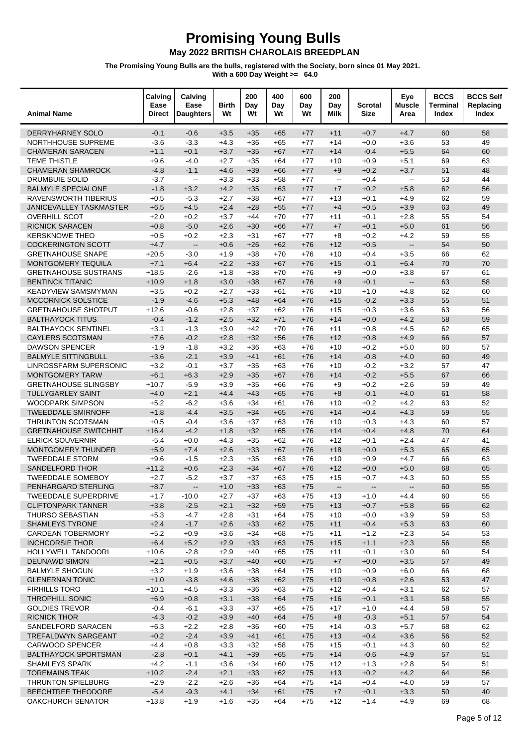# Promising Young Bulls

## May 2022 BRITISH CHAROLAIS BREEDPLAN

**The Promising Young Bulls are the bulls, registered with the Society, born since 01 May 2021.**
**With a 600 Day Weight >= 64.0**

| Animal Name | Calving Ease Direct | Calving Ease Daughters | Birth Wt | 200 Day Wt | 400 Day Wt | 600 Day Wt | 200 Day Milk | Scrotal Size | Eye Muscle Area | BCCS Terminal Index | BCCS Self Replacing Index |
|---|---|---|---|---|---|---|---|---|---|---|---|
| DERRYHARNEY SOLO | -0.1 | -0.6 | +3.5 | +35 | +65 | +77 | +11 | +0.7 | +4.7 | 60 | 58 |
| NORTHHOUSE SUPREME | -3.6 | -3.3 | +4.3 | +36 | +65 | +77 | +14 | +0.0 | +3.6 | 53 | 49 |
| CHAMERAN SARACEN | +1.1 | +0.1 | +3.7 | +35 | +67 | +77 | +14 | -0.4 | +5.5 | 64 | 60 |
| TEME THISTLE | +9.6 | -4.0 | +2.7 | +35 | +64 | +77 | +10 | +0.9 | +5.1 | 69 | 63 |
| CHAMERAN SHAMROCK | -4.8 | -1.1 | +4.6 | +39 | +66 | +77 | +9 | +0.2 | +3.7 | 51 | 48 |
| DRUMBUIE SOLID | -3.7 | -- | +3.3 | +33 | +58 | +77 | -- | +0.4 | -- | 53 | 44 |
| BALMYLE SPECIALONE | -1.8 | +3.2 | +4.2 | +35 | +63 | +77 | +7 | +0.2 | +5.8 | 62 | 56 |
| RAVENSWORTH TIBERIUS | +0.5 | -5.3 | +2.7 | +38 | +67 | +77 | +13 | +0.1 | +4.9 | 62 | 59 |
| JANICEVALLEY TASKMASTER | +6.5 | +4.5 | +2.4 | +28 | +55 | +77 | +4 | +0.5 | +3.9 | 63 | 49 |
| OVERHILL SCOT | +2.0 | +0.2 | +3.7 | +44 | +70 | +77 | +11 | +0.1 | +2.8 | 55 | 54 |
| RICNICK SARACEN | +0.8 | -5.0 | +2.6 | +30 | +66 | +77 | +7 | +0.1 | +5.0 | 61 | 56 |
| KERSKNOWE THEO | +0.5 | +0.2 | +2.3 | +31 | +67 | +77 | +8 | +0.2 | +4.2 | 59 | 55 |
| COCKERINGTON SCOTT | +4.7 | -- | +0.6 | +26 | +62 | +76 | +12 | +0.5 | -- | 54 | 50 |
| GRETNAHOUSE SNAPE | +20.5 | -3.0 | +1.9 | +38 | +70 | +76 | +10 | +0.4 | +3.5 | 66 | 62 |
| MONTGOMERY TEQUILA | +7.1 | +6.4 | +2.2 | +33 | +67 | +76 | +15 | -0.1 | +6.4 | 70 | 70 |
| GRETNAHOUSE SUSTRANS | +18.5 | -2.6 | +1.8 | +38 | +70 | +76 | +9 | +0.0 | +3.8 | 67 | 61 |
| BENTINCK TITANIC | +10.9 | +1.8 | +3.0 | +38 | +67 | +76 | +9 | +0.1 | -- | 63 | 58 |
| KEADYVIEW SAMSMYMAN | +3.5 | +0.2 | +2.7 | +33 | +61 | +76 | +10 | +1.0 | +4.8 | 62 | 60 |
| MCCORNICK SOLSTICE | -1.9 | -4.6 | +5.3 | +48 | +64 | +76 | +15 | -0.2 | +3.3 | 55 | 51 |
| GRETNAHOUSE SHOTPUT | +12.6 | -0.6 | +2.8 | +37 | +62 | +76 | +15 | +0.3 | +3.6 | 63 | 56 |
| BALTHAYOCK TITUS | -0.4 | -1.2 | +2.5 | +32 | +71 | +76 | +14 | +0.0 | +4.2 | 58 | 59 |
| BALTHAYOCK SENTINEL | +3.1 | -1.3 | +3.0 | +42 | +70 | +76 | +11 | +0.8 | +4.5 | 62 | 65 |
| CAYLERS SCOTSMAN | +7.6 | -0.2 | +2.8 | +32 | +56 | +76 | +12 | +0.8 | +4.9 | 66 | 57 |
| DAWSON SPENCER | -1.9 | -1.8 | +3.2 | +36 | +63 | +76 | +10 | +0.2 | +5.0 | 60 | 57 |
| BALMYLE SITTINGBULL | +3.6 | -2.1 | +3.9 | +41 | +61 | +76 | +14 | -0.8 | +4.0 | 60 | 49 |
| LINROSSFARM SUPERSONIC | +3.2 | -0.1 | +3.7 | +35 | +63 | +76 | +10 | -0.2 | +3.2 | 57 | 47 |
| MONTGOMERY TARW | +6.1 | +6.3 | +2.9 | +35 | +67 | +76 | +14 | -0.2 | +5.5 | 67 | 66 |
| GRETNAHOUSE SLINGSBY | +10.7 | -5.9 | +3.9 | +35 | +66 | +76 | +9 | +0.2 | +2.6 | 59 | 49 |
| TULLYGARLEY SAINT | +4.0 | +2.1 | +4.4 | +43 | +65 | +76 | +8 | -0.1 | +4.0 | 61 | 58 |
| WOODPARK SIMPSON | +5.2 | -6.2 | +3.6 | +34 | +61 | +76 | +10 | +0.2 | +4.2 | 63 | 52 |
| TWEEDDALE SMIRNOFF | +1.8 | -4.4 | +3.5 | +34 | +65 | +76 | +14 | +0.4 | +4.3 | 59 | 55 |
| THRUNTON SCOTSMAN | +0.5 | -0.4 | +3.6 | +37 | +63 | +76 | +10 | +0.3 | +4.3 | 60 | 57 |
| GRETNAHOUSE SWITCHHIT | +16.4 | -4.2 | +1.8 | +32 | +65 | +76 | +14 | +0.4 | +4.8 | 70 | 64 |
| ELRICK SOUVERNIR | -5.4 | +0.0 | +4.3 | +35 | +62 | +76 | +12 | +0.1 | +2.4 | 47 | 41 |
| MONTGOMERY THUNDER | +5.9 | +7.4 | +2.6 | +33 | +67 | +76 | +18 | +0.0 | +5.3 | 65 | 65 |
| TWEEDDALE STORM | +9.6 | -1.5 | +2.3 | +35 | +63 | +76 | +10 | +0.9 | +4.7 | 66 | 63 |
| SANDELFORD THOR | +11.2 | +0.6 | +2.3 | +34 | +67 | +76 | +12 | +0.0 | +5.0 | 68 | 65 |
| TWEEDDALE SOMEBOY | +2.7 | -5.2 | +3.7 | +37 | +63 | +75 | +15 | +0.7 | +4.3 | 60 | 55 |
| PENHARGARD STERLING | +8.7 | -- | +1.0 | +33 | +63 | +75 | -- | -- | -- | 60 | 55 |
| TWEEDDALE SUPERDRIVE | +1.7 | -10.0 | +2.7 | +37 | +63 | +75 | +13 | +1.0 | +4.4 | 60 | 55 |
| CLIFTONPARK TANNER | +3.8 | -2.5 | +2.1 | +32 | +59 | +75 | +13 | +0.7 | +5.8 | 66 | 62 |
| THURSO SEBASTIAN | +5.3 | -4.7 | +2.8 | +31 | +64 | +75 | +10 | +0.0 | +3.9 | 59 | 53 |
| SHAMLEYS TYRONE | +2.4 | -1.7 | +2.6 | +33 | +62 | +75 | +11 | +0.4 | +5.3 | 63 | 60 |
| CARDEAN TOBERMORY | +5.2 | +0.9 | +3.6 | +34 | +68 | +75 | +11 | +1.2 | +2.3 | 54 | 53 |
| INCHCORSIE THOR | +6.4 | +5.2 | +2.9 | +33 | +63 | +75 | +15 | +1.1 | +2.3 | 56 | 55 |
| HOLLYWELL TANDOORI | +10.6 | -2.8 | +2.9 | +40 | +65 | +75 | +11 | +0.1 | +3.0 | 60 | 54 |
| DEUNAWD SIMON | +2.1 | +0.5 | +3.7 | +40 | +60 | +75 | +7 | +0.0 | +3.5 | 57 | 49 |
| BALMYLE SHOGUN | +3.2 | +1.9 | +3.6 | +38 | +64 | +75 | +10 | +0.9 | +6.0 | 66 | 68 |
| GLENERNAN TONIC | +1.0 | -3.8 | +4.6 | +38 | +62 | +75 | +10 | +0.8 | +2.6 | 53 | 47 |
| FIRHILLS TORO | +10.1 | +4.5 | +3.3 | +36 | +63 | +75 | +12 | +0.4 | +3.1 | 62 | 57 |
| THROPHILL SONIC | +6.9 | +0.8 | +3.1 | +38 | +64 | +75 | +16 | +0.1 | +3.1 | 58 | 55 |
| GOLDIES TREVOR | -0.4 | -6.1 | +3.3 | +37 | +65 | +75 | +17 | +1.0 | +4.4 | 58 | 57 |
| RICNICK THOR | -4.3 | -0.2 | +3.9 | +40 | +64 | +75 | +8 | -0.3 | +5.1 | 57 | 54 |
| SANDELFORD SARACEN | +6.3 | +2.2 | +2.8 | +36 | +60 | +75 | +14 | -0.3 | +5.7 | 68 | 62 |
| TREFALDWYN SARGEANT | +0.2 | -2.4 | +3.9 | +41 | +61 | +75 | +13 | +0.4 | +3.6 | 56 | 52 |
| CARWOOD SPENCER | +4.4 | +0.8 | +3.3 | +32 | +58 | +75 | +15 | +0.1 | +4.3 | 60 | 52 |
| BALTHAYOCK SPORTSMAN | -2.8 | +0.1 | +4.1 | +39 | +65 | +75 | +14 | -0.6 | +4.9 | 57 | 51 |
| SHAMLEYS SPARK | +4.2 | -1.1 | +3.6 | +34 | +60 | +75 | +12 | +1.3 | +2.8 | 54 | 51 |
| TOREMAINS TEAK | +10.2 | -2.4 | +2.1 | +33 | +62 | +75 | +13 | +0.2 | +4.2 | 64 | 56 |
| THRUNTON SPIELBURG | +2.9 | -2.2 | +2.6 | +36 | +64 | +75 | +14 | +0.4 | +4.0 | 59 | 57 |
| BEECHTREE THEODORE | -5.4 | -9.3 | +4.1 | +34 | +61 | +75 | +7 | +0.1 | +3.3 | 50 | 40 |
| OAKCHURCH SENATOR | +13.8 | +1.9 | +1.6 | +35 | +64 | +75 | +12 | +1.4 | +4.9 | 69 | 68 |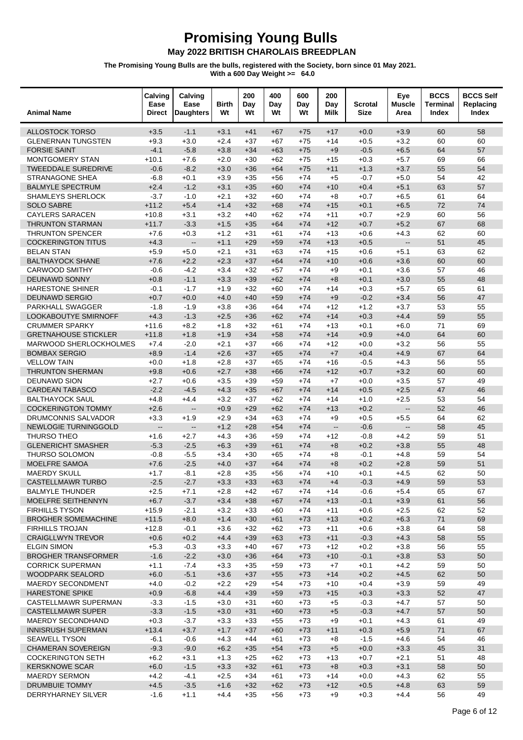# Promising Young Bulls

## May 2022 BRITISH CHAROLAIS BREEDPLAN

**The Promising Young Bulls are the bulls, registered with the Society, born since 01 May 2021.**
**With a 600 Day Weight >= 64.0**

| Animal Name | Calving Ease Direct | Calving Ease Daughters | Birth Wt | 200 Day Wt | 400 Day Wt | 600 Day Wt | 200 Day Milk | Scrotal Size | Eye Muscle Area | BCCS Terminal Index | BCCS Self Replacing Index |
|---|---|---|---|---|---|---|---|---|---|---|---|
| ALLOSTOCK TORSO | +3.5 | -1.1 | +3.1 | +41 | +67 | +75 | +17 | +0.0 | +3.9 | 60 | 58 |
| GLENERNAN TUNGSTEN | +9.3 | +3.0 | +2.4 | +37 | +67 | +75 | +14 | +0.5 | +3.2 | 60 | 60 |
| FORSIE SAINT | -4.1 | -5.8 | +3.8 | +34 | +63 | +75 | +9 | -0.5 | +6.5 | 64 | 57 |
| MONTGOMERY STAN | +10.1 | +7.6 | +2.0 | +30 | +62 | +75 | +15 | +0.3 | +5.7 | 69 | 66 |
| TWEEDDALE SUREDRIVE | -0.6 | -8.2 | +3.0 | +36 | +64 | +75 | +11 | +1.3 | +3.7 | 55 | 54 |
| STRANAGONE SHEA | -6.8 | +0.1 | +3.9 | +35 | +56 | +74 | +5 | -0.7 | +5.0 | 54 | 42 |
| BALMYLE SPECTRUM | +2.4 | -1.2 | +3.1 | +35 | +60 | +74 | +10 | +0.4 | +5.1 | 63 | 57 |
| SHAMLEYS SHERLOCK | -3.7 | -1.0 | +2.1 | +32 | +60 | +74 | +8 | +0.7 | +6.5 | 61 | 64 |
| SOLO SABRE | +11.2 | +5.4 | +1.4 | +32 | +68 | +74 | +15 | +0.1 | +6.5 | 72 | 74 |
| CAYLERS SARACEN | +10.8 | +3.1 | +3.2 | +40 | +62 | +74 | +11 | +0.7 | +2.9 | 60 | 56 |
| THRUNTON STARMAN | +11.7 | -3.3 | +1.5 | +35 | +64 | +74 | +12 | +0.7 | +5.2 | 67 | 68 |
| THRUNTON SPENCER | +7.6 | +0.3 | +1.2 | +31 | +61 | +74 | +13 | +0.6 | +4.3 | 62 | 60 |
| COCKERINGTON TITUS | +4.3 | -- | +1.1 | +29 | +59 | +74 | +13 | +0.5 | -- | 51 | 45 |
| BELAN STAN | +5.9 | +5.0 | +2.1 | +31 | +63 | +74 | +15 | +0.6 | +5.1 | 63 | 62 |
| BALTHAYOCK SHANE | +7.6 | +2.2 | +2.3 | +37 | +64 | +74 | +10 | +0.6 | +3.6 | 60 | 60 |
| CARWOOD SMITHY | -0.6 | -4.2 | +3.4 | +32 | +57 | +74 | +9 | +0.1 | +3.6 | 57 | 46 |
| DEUNAWD SONNY | +0.8 | -1.1 | +3.3 | +39 | +62 | +74 | +8 | +0.1 | +3.0 | 55 | 48 |
| HARESTONE SHINER | -0.1 | -1.7 | +1.9 | +32 | +60 | +74 | +14 | +0.3 | +5.7 | 65 | 61 |
| DEUNAWD SERGIO | +0.7 | +0.0 | +4.0 | +40 | +59 | +74 | +9 | -0.2 | +3.4 | 56 | 47 |
| PARKHALL SWAGGER | -1.8 | -1.9 | +3.8 | +36 | +64 | +74 | +12 | +1.2 | +3.7 | 53 | 55 |
| LOOKABOUTYE SMIRNOFF | +4.3 | -1.3 | +2.5 | +36 | +62 | +74 | +14 | +0.3 | +4.4 | 59 | 55 |
| CRUMMER SPARKY | +11.6 | +8.2 | +1.8 | +32 | +61 | +74 | +13 | +0.1 | +6.0 | 71 | 69 |
| GRETNAHOUSE STICKLER | +11.8 | +1.8 | +1.9 | +34 | +58 | +74 | +14 | +0.9 | +4.0 | 64 | 60 |
| MARWOOD SHERLOCKHOLMES | +7.4 | -2.0 | +2.1 | +37 | +66 | +74 | +12 | +0.0 | +3.2 | 56 | 55 |
| BOMBAX SERGIO | +8.9 | -1.4 | +2.6 | +37 | +65 | +74 | +7 | +0.4 | +4.9 | 67 | 64 |
| VELLOW TAIN | +0.0 | +1.8 | +2.8 | +37 | +65 | +74 | +16 | -0.5 | +4.3 | 56 | 55 |
| THRUNTON SHERMAN | +9.8 | +0.6 | +2.7 | +38 | +66 | +74 | +12 | +0.7 | +3.2 | 60 | 60 |
| DEUNAWD SION | +2.7 | +0.6 | +3.5 | +39 | +59 | +74 | +7 | +0.0 | +3.5 | 57 | 49 |
| CARDEAN TABASCO | -2.2 | -4.5 | +4.3 | +35 | +67 | +74 | +14 | +0.5 | +2.5 | 47 | 46 |
| BALTHAYOCK SAUL | +4.8 | +4.4 | +3.2 | +37 | +62 | +74 | +14 | +1.0 | +2.5 | 53 | 54 |
| COCKERINGTON TOMMY | +2.6 | -- | +0.9 | +29 | +62 | +74 | +13 | +0.2 | -- | 52 | 46 |
| DRUMCONNIS SALVADOR | +3.3 | +1.9 | +2.9 | +34 | +63 | +74 | +9 | +0.5 | +5.5 | 64 | 62 |
| NEWLOGIE TURNINGGOLD | -- | -- | +1.2 | +28 | +54 | +74 | -- | -0.6 | -- | 58 | 45 |
| THURSO THEO | +1.6 | +2.7 | +4.3 | +36 | +59 | +74 | +12 | -0.8 | +4.2 | 59 | 51 |
| GLENERICHT SMASHER | -5.3 | -2.5 | +6.3 | +39 | +61 | +74 | +8 | +0.2 | +3.8 | 55 | 48 |
| THURSO SOLOMON | -0.8 | -5.5 | +3.4 | +30 | +65 | +74 | +8 | -0.1 | +4.8 | 59 | 54 |
| MOELFRE SAMOA | +7.6 | -2.5 | +4.0 | +37 | +64 | +74 | +8 | +0.2 | +2.8 | 59 | 51 |
| MAERDY SKULL | +1.7 | -8.1 | +2.8 | +35 | +56 | +74 | +10 | +0.1 | +4.5 | 62 | 50 |
| CASTELLMAWR TURBO | -2.5 | -2.7 | +3.3 | +33 | +63 | +74 | +4 | -0.3 | +4.9 | 59 | 53 |
| BALMYLE THUNDER | +2.5 | +7.1 | +2.8 | +42 | +67 | +74 | +14 | -0.6 | +5.4 | 65 | 67 |
| MOELFRE SEITHENNYN | +6.7 | -3.7 | +3.4 | +38 | +67 | +74 | +13 | -0.1 | +3.9 | 61 | 56 |
| FIRHILLS TYSON | +15.9 | -2.1 | +3.2 | +33 | +60 | +74 | +11 | +0.6 | +2.5 | 62 | 52 |
| BROGHER SOMEMACHINE | +11.5 | +8.0 | +1.4 | +30 | +61 | +73 | +13 | +0.2 | +6.3 | 71 | 69 |
| FIRHILLS TROJAN | +12.8 | -0.1 | +3.6 | +32 | +62 | +73 | +11 | +0.6 | +3.8 | 64 | 58 |
| CRAIGLLWYN TREVOR | +0.6 | +0.2 | +4.4 | +39 | +63 | +73 | +11 | -0.3 | +4.3 | 58 | 55 |
| ELGIN SIMON | +5.3 | -0.3 | +3.3 | +40 | +67 | +73 | +12 | +0.2 | +3.8 | 56 | 55 |
| BROGHER TRANSFORMER | -1.6 | -2.2 | +3.0 | +36 | +64 | +73 | +10 | -0.1 | +3.8 | 53 | 50 |
| CORRICK SUPERMAN | +1.1 | -7.4 | +3.3 | +35 | +59 | +73 | +7 | +0.1 | +4.2 | 59 | 50 |
| WOODPARK SEALORD | +6.0 | -5.1 | +3.6 | +37 | +55 | +73 | +14 | +0.2 | +4.5 | 62 | 50 |
| MAERDY SECONDMENT | +4.0 | -0.2 | +2.2 | +29 | +54 | +73 | +10 | +0.4 | +3.9 | 59 | 49 |
| HARESTONE SPIKE | +0.9 | -6.8 | +4.4 | +39 | +59 | +73 | +15 | +0.3 | +3.3 | 52 | 47 |
| CASTELLMAWR SUPERMAN | -3.3 | -1.5 | +3.0 | +31 | +60 | +73 | +5 | -0.3 | +4.7 | 57 | 50 |
| CASTELLMAWR SUPER | -3.3 | -1.5 | +3.0 | +31 | +60 | +73 | +5 | -0.3 | +4.7 | 57 | 50 |
| MAERDY SECONDHAND | +0.3 | -3.7 | +3.3 | +33 | +55 | +73 | +9 | +0.1 | +4.3 | 61 | 49 |
| INNISRUSH SUPERMAN | +13.4 | +3.7 | +1.7 | +37 | +60 | +73 | +11 | +0.3 | +5.9 | 71 | 67 |
| SEAWELL TYSON | -6.1 | -0.6 | +4.3 | +44 | +61 | +73 | +8 | -1.5 | +4.6 | 54 | 46 |
| CHAMERAN SOVEREIGN | -9.3 | -9.0 | +6.2 | +35 | +54 | +73 | +5 | +0.0 | +3.3 | 45 | 31 |
| COCKERINGTON SETH | +6.2 | +3.1 | +1.3 | +25 | +62 | +73 | +13 | +0.7 | +2.1 | 51 | 48 |
| KERSKNOWE SCAR | +6.0 | -1.5 | +3.3 | +32 | +61 | +73 | +8 | +0.3 | +3.1 | 58 | 50 |
| MAERDY SERMON | +4.2 | -4.1 | +2.5 | +34 | +61 | +73 | +14 | +0.0 | +4.3 | 62 | 55 |
| DRUMBUIE TOMMY | +4.5 | -3.5 | +1.6 | +32 | +62 | +73 | +12 | +0.5 | +4.8 | 63 | 59 |
| DERRYHARNEY SILVER | -1.6 | +1.1 | +4.4 | +35 | +56 | +73 | +9 | +0.3 | +4.4 | 56 | 49 |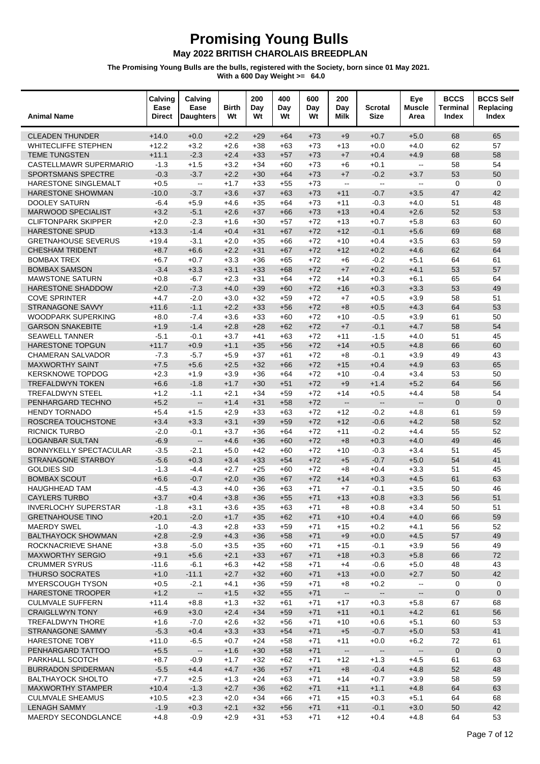# Promising Young Bulls

## May 2022 BRITISH CHAROLAIS BREEDPLAN

**The Promising Young Bulls are the bulls, registered with the Society, born since 01 May 2021.**
**With a 600 Day Weight >= 64.0**

| Animal Name | Calving Ease Direct | Calving Ease Daughters | Birth Wt | 200 Day Wt | 400 Day Wt | 600 Day Wt | 200 Day Milk | Scrotal Size | Eye Muscle Area | BCCS Terminal Index | BCCS Self Replacing Index |
|---|---|---|---|---|---|---|---|---|---|---|---|
| CLEADEN THUNDER | +14.0 | +0.0 | +2.2 | +29 | +64 | +73 | +9 | +0.7 | +5.0 | 68 | 65 |
| WHITECLIFFE STEPHEN | +12.2 | +3.2 | +2.6 | +38 | +63 | +73 | +13 | +0.0 | +4.0 | 62 | 57 |
| TEME TUNGSTEN | +11.1 | -2.3 | +2.4 | +33 | +57 | +73 | +7 | +0.4 | +4.9 | 68 | 58 |
| CASTELLMAWR SUPERMARIO | -1.3 | +1.5 | +3.2 | +34 | +60 | +73 | +6 | +0.1 | -- | 58 | 54 |
| SPORTSMANS SPECTRE | -0.3 | -3.7 | +2.2 | +30 | +64 | +73 | +7 | -0.2 | +3.7 | 53 | 50 |
| HARESTONE SINGLEMALT | +0.5 | -- | +1.7 | +33 | +55 | +73 | -- | -- | -- | 0 | 0 |
| HARESTONE SHOWMAN | -10.0 | -3.7 | +3.6 | +37 | +63 | +73 | +11 | -0.7 | +3.5 | 47 | 42 |
| DOOLEY SATURN | -6.4 | +5.9 | +4.6 | +35 | +64 | +73 | +11 | -0.3 | +4.0 | 51 | 48 |
| MARWOOD SPECIALIST | +3.2 | -5.1 | +2.6 | +37 | +66 | +73 | +13 | +0.4 | +2.6 | 52 | 53 |
| CLIFTONPARK SKIPPER | +2.0 | -2.3 | +1.6 | +30 | +57 | +72 | +13 | +0.7 | +5.8 | 63 | 60 |
| HARESTONE SPUD | +13.3 | -1.4 | +0.4 | +31 | +67 | +72 | +12 | -0.1 | +5.6 | 69 | 68 |
| GRETNAHOUSE SEVERUS | +19.4 | -3.1 | +2.0 | +35 | +66 | +72 | +10 | +0.4 | +3.5 | 63 | 59 |
| CHESHAM TRIDENT | +8.7 | +6.6 | +2.2 | +31 | +67 | +72 | +12 | +0.2 | +4.6 | 62 | 64 |
| BOMBAX TREX | +6.7 | +0.7 | +3.3 | +36 | +65 | +72 | +6 | -0.2 | +5.1 | 64 | 61 |
| BOMBAX SAMSON | -3.4 | +3.3 | +3.1 | +33 | +68 | +72 | +7 | +0.2 | +4.1 | 53 | 57 |
| MAWSTONE SATURN | +0.8 | -6.7 | +2.3 | +31 | +64 | +72 | +14 | +0.3 | +6.1 | 65 | 64 |
| HARESTONE SHADDOW | +2.0 | -7.3 | +4.0 | +39 | +60 | +72 | +16 | +0.3 | +3.3 | 53 | 49 |
| COVE SPRINTER | +4.7 | -2.0 | +3.0 | +32 | +59 | +72 | +7 | +0.5 | +3.9 | 58 | 51 |
| STRANAGONE SAVVY | +11.6 | -1.1 | +2.2 | +33 | +56 | +72 | +8 | +0.5 | +4.3 | 64 | 53 |
| WOODPARK SUPERKING | +8.0 | -7.4 | +3.6 | +33 | +60 | +72 | +10 | -0.5 | +3.9 | 61 | 50 |
| GARSON SNAKEBITE | +1.9 | -1.4 | +2.8 | +28 | +62 | +72 | +7 | -0.1 | +4.7 | 58 | 54 |
| SEAWELL TANNER | -5.1 | -0.1 | +3.7 | +41 | +63 | +72 | +11 | -1.5 | +4.0 | 51 | 45 |
| HARESTONE TOPGUN | +11.7 | +0.9 | +1.1 | +35 | +56 | +72 | +14 | +0.5 | +4.8 | 66 | 60 |
| CHAMERAN SALVADOR | -7.3 | -5.7 | +5.9 | +37 | +61 | +72 | +8 | -0.1 | +3.9 | 49 | 43 |
| MAXWORTHY SAINT | +7.5 | +5.6 | +2.5 | +32 | +66 | +72 | +15 | +0.4 | +4.9 | 63 | 65 |
| KERSKNOWE TOPDOG | +2.3 | +1.9 | +3.9 | +36 | +64 | +72 | +10 | -0.4 | +3.4 | 53 | 50 |
| TREFALDWYN TOKEN | +6.6 | -1.8 | +1.7 | +30 | +51 | +72 | +9 | +1.4 | +5.2 | 64 | 56 |
| TREFALDWYN STEEL | +1.2 | -1.1 | +2.1 | +34 | +59 | +72 | +14 | +0.5 | +4.4 | 58 | 54 |
| PENHARGARD TECHNO | +5.2 | -- | +1.4 | +31 | +58 | +72 | -- | -- | -- | 0 | 0 |
| HENDY TORNADO | +5.4 | +1.5 | +2.9 | +33 | +63 | +72 | +12 | -0.2 | +4.8 | 61 | 59 |
| ROSCREA TOUCHSTONE | +3.4 | +3.3 | +3.1 | +39 | +59 | +72 | +12 | -0.6 | +4.2 | 58 | 52 |
| RICNICK TURBO | -2.0 | -0.1 | +3.7 | +36 | +64 | +72 | +11 | -0.2 | +4.4 | 55 | 52 |
| LOGANBAR SULTAN | -6.9 | -- | +4.6 | +36 | +60 | +72 | +8 | +0.3 | +4.0 | 49 | 46 |
| BONNYKELLY SPECTACULAR | -3.5 | -2.1 | +5.0 | +42 | +60 | +72 | +10 | -0.3 | +3.4 | 51 | 45 |
| STRANAGONE STARBOY | -5.6 | +0.3 | +3.4 | +33 | +54 | +72 | +5 | -0.7 | +5.0 | 54 | 41 |
| GOLDIES SID | -1.3 | -4.4 | +2.7 | +25 | +60 | +72 | +8 | +0.4 | +3.3 | 51 | 45 |
| BOMBAX SCOUT | +6.6 | -0.7 | +2.0 | +36 | +67 | +72 | +14 | +0.3 | +4.5 | 61 | 63 |
| HAUGHHEAD TAM | -4.5 | -4.3 | +4.0 | +36 | +63 | +71 | +7 | -0.1 | +3.5 | 50 | 46 |
| CAYLERS TURBO | +3.7 | +0.4 | +3.8 | +36 | +55 | +71 | +13 | +0.8 | +3.3 | 56 | 51 |
| INVERLOCHY SUPERSTAR | -1.8 | +3.1 | +3.6 | +35 | +63 | +71 | +8 | +0.8 | +3.4 | 50 | 51 |
| GRETNAHOUSE TINO | +20.1 | -2.0 | +1.7 | +35 | +62 | +71 | +10 | +0.4 | +4.0 | 66 | 59 |
| MAERDY SWEL | -1.0 | -4.3 | +2.8 | +33 | +59 | +71 | +15 | +0.2 | +4.1 | 56 | 52 |
| BALTHAYOCK SHOWMAN | +2.8 | -2.9 | +4.3 | +36 | +58 | +71 | +9 | +0.0 | +4.5 | 57 | 49 |
| ROCKNACRIEVE SHANE | +3.8 | -5.0 | +3.5 | +35 | +60 | +71 | +15 | -0.1 | +3.9 | 56 | 49 |
| MAXWORTHY SERGIO | +9.1 | +5.6 | +2.1 | +33 | +67 | +71 | +18 | +0.3 | +5.8 | 66 | 72 |
| CRUMMER SYRUS | -11.6 | -6.1 | +6.3 | +42 | +58 | +71 | +4 | -0.6 | +5.0 | 48 | 43 |
| THURSO SOCRATES | +1.0 | -11.1 | +2.7 | +32 | +60 | +71 | +13 | +0.0 | +2.7 | 50 | 42 |
| MYERSCOUGH TYSON | +0.5 | -2.1 | +4.1 | +36 | +59 | +71 | +8 | +0.2 | -- | 0 | 0 |
| HARESTONE TROOPER | +1.2 | -- | +1.5 | +32 | +55 | +71 | -- | -- | -- | 0 | 0 |
| CULMVALE SUFFERN | +11.4 | +8.8 | +1.3 | +32 | +61 | +71 | +17 | +0.3 | +5.8 | 67 | 68 |
| CRAIGLLWYN TONY | +6.9 | +3.0 | +2.4 | +34 | +59 | +71 | +11 | +0.1 | +4.2 | 61 | 56 |
| TREFALDWYN THORE | +1.6 | -7.0 | +2.6 | +32 | +56 | +71 | +10 | +0.6 | +5.1 | 60 | 53 |
| STRANAGONE SAMMY | -5.3 | +0.4 | +3.3 | +33 | +54 | +71 | +5 | -0.7 | +5.0 | 53 | 41 |
| HARESTONE TOBY | +11.0 | -6.5 | +0.7 | +24 | +58 | +71 | +11 | +0.0 | +6.2 | 72 | 61 |
| PENHARGARD TATTOO | +5.5 | -- | +1.6 | +30 | +58 | +71 | -- | -- | -- | 0 | 0 |
| PARKHALL SCOTCH | +8.7 | -0.9 | +1.7 | +32 | +62 | +71 | +12 | +1.3 | +4.5 | 61 | 63 |
| BURRADON SPIDERMAN | -5.5 | +4.4 | +4.7 | +36 | +57 | +71 | +8 | -0.4 | +4.8 | 52 | 48 |
| BALTHAYOCK SHOLTO | +7.7 | +2.5 | +1.3 | +24 | +63 | +71 | +14 | +0.7 | +3.9 | 58 | 59 |
| MAXWORTHY STAMPER | +10.4 | -1.3 | +2.7 | +36 | +62 | +71 | +11 | +1.1 | +4.8 | 64 | 63 |
| CULMVALE SHEAMUS | +10.5 | +2.3 | +2.0 | +34 | +66 | +71 | +15 | +0.3 | +5.1 | 64 | 68 |
| LENAGH SAMMY | -1.9 | +0.3 | +2.1 | +32 | +56 | +71 | +11 | -0.1 | +3.0 | 50 | 42 |
| MAERDY SECONDGLANCE | +4.8 | -0.9 | +2.9 | +31 | +53 | +71 | +12 | +0.4 | +4.8 | 64 | 53 |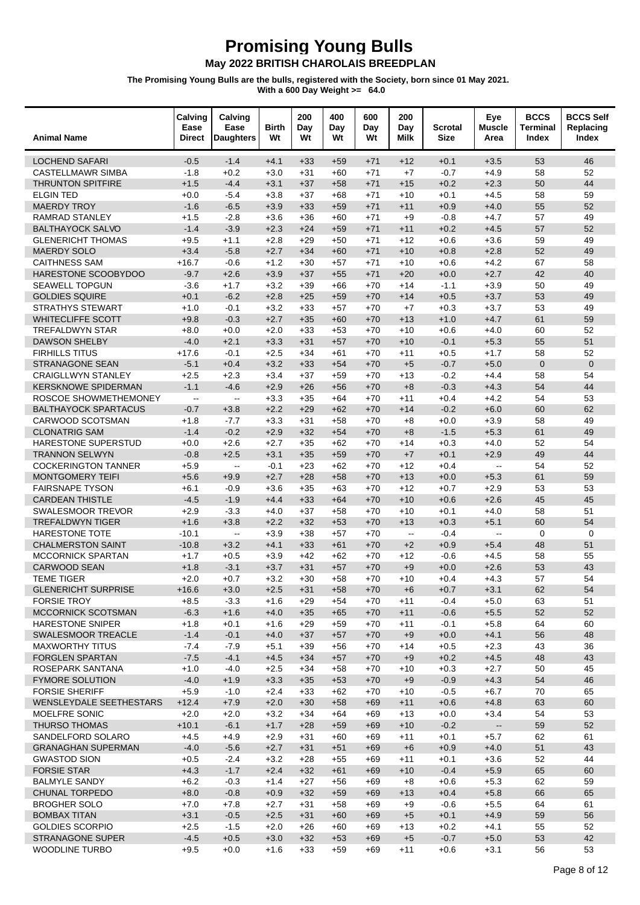# Promising Young Bulls

**May 2022 BRITISH CHAROLAIS BREEDPLAN**

**The Promising Young Bulls are the bulls, registered with the Society, born since 01 May 2021.**
**With a 600 Day Weight >= 64.0**

| Animal Name | Calving Ease Direct | Calving Ease Daughters | Birth Wt | 200 Day Wt | 400 Day Wt | 600 Day Wt | 200 Day Milk | Scrotal Size | Eye Muscle Area | BCCS Terminal Index | BCCS Self Replacing Index |
|---|---|---|---|---|---|---|---|---|---|---|---|
| LOCHEND SAFARI | -0.5 | -1.4 | +4.1 | +33 | +59 | +71 | +12 | +0.1 | +3.5 | 53 | 46 |
| CASTELLMAWR SIMBA | -1.8 | +0.2 | +3.0 | +31 | +60 | +71 | +7 | -0.7 | +4.9 | 58 | 52 |
| THRUNTON SPITFIRE | +1.5 | -4.4 | +3.1 | +37 | +58 | +71 | +15 | +0.2 | +2.3 | 50 | 44 |
| ELGIN TED | +0.0 | -5.4 | +3.8 | +37 | +68 | +71 | +10 | +0.1 | +4.5 | 58 | 59 |
| MAERDY TROY | -1.6 | -6.5 | +3.9 | +33 | +59 | +71 | +11 | +0.9 | +4.0 | 55 | 52 |
| RAMRAD STANLEY | +1.5 | -2.8 | +3.6 | +36 | +60 | +71 | +9 | -0.8 | +4.7 | 57 | 49 |
| BALTHAYOCK SALVO | -1.4 | -3.9 | +2.3 | +24 | +59 | +71 | +11 | +0.2 | +4.5 | 57 | 52 |
| GLENERICHT THOMAS | +9.5 | +1.1 | +2.8 | +29 | +50 | +71 | +12 | +0.6 | +3.6 | 59 | 49 |
| MAERDY SOLO | +3.4 | -5.8 | +2.7 | +34 | +60 | +71 | +10 | +0.8 | +2.8 | 52 | 49 |
| CAITHNESS SAM | +16.7 | -0.6 | +1.2 | +30 | +57 | +71 | +10 | +0.6 | +4.2 | 67 | 58 |
| HARESTONE SCOOBYDOO | -9.7 | +2.6 | +3.9 | +37 | +55 | +71 | +20 | +0.0 | +2.7 | 42 | 40 |
| SEAWELL TOPGUN | -3.6 | +1.7 | +3.2 | +39 | +66 | +70 | +14 | -1.1 | +3.9 | 50 | 49 |
| GOLDIES SQUIRE | +0.1 | -6.2 | +2.8 | +25 | +59 | +70 | +14 | +0.5 | +3.7 | 53 | 49 |
| STRATHYS STEWART | +1.0 | -0.1 | +3.2 | +33 | +57 | +70 | +7 | +0.3 | +3.7 | 53 | 49 |
| WHITECLIFFE SCOTT | +9.8 | -0.3 | +2.7 | +35 | +60 | +70 | +13 | +1.0 | +4.7 | 61 | 59 |
| TREFALDWYN STAR | +8.0 | +0.0 | +2.0 | +33 | +53 | +70 | +10 | +0.6 | +4.0 | 60 | 52 |
| DAWSON SHELBY | -4.0 | +2.1 | +3.3 | +31 | +57 | +70 | +10 | -0.1 | +5.3 | 55 | 51 |
| FIRHILLS TITUS | +17.6 | -0.1 | +2.5 | +34 | +61 | +70 | +11 | +0.5 | +1.7 | 58 | 52 |
| STRANAGONE SEAN | -5.1 | +0.4 | +3.2 | +33 | +54 | +70 | +5 | -0.7 | +5.0 | 0 | 0 |
| CRAIGLLWYN STANLEY | +2.5 | +2.3 | +3.4 | +37 | +59 | +70 | +13 | -0.2 | +4.4 | 58 | 54 |
| KERSKNOWE SPIDERMAN | -1.1 | -4.6 | +2.9 | +26 | +56 | +70 | +8 | -0.3 | +4.3 | 54 | 44 |
| ROSCOE SHOWMETHEMONEY | -- | -- | +3.3 | +35 | +64 | +70 | +11 | +0.4 | +4.2 | 54 | 53 |
| BALTHAYOCK SPARTACUS | -0.7 | +3.8 | +2.2 | +29 | +62 | +70 | +14 | -0.2 | +6.0 | 60 | 62 |
| CARWOOD SCOTSMAN | +1.8 | -7.7 | +3.3 | +31 | +58 | +70 | +8 | +0.0 | +3.9 | 58 | 49 |
| CLONATRIG SAM | -1.4 | -0.2 | +2.9 | +32 | +54 | +70 | +8 | -1.5 | +5.3 | 61 | 49 |
| HARESTONE SUPERSTUD | +0.0 | +2.6 | +2.7 | +35 | +62 | +70 | +14 | +0.3 | +4.0 | 52 | 54 |
| TRANNON SELWYN | -0.8 | +2.5 | +3.1 | +35 | +59 | +70 | +7 | +0.1 | +2.9 | 49 | 44 |
| COCKERINGTON TANNER | +5.9 | -- | -0.1 | +23 | +62 | +70 | +12 | +0.4 | -- | 54 | 52 |
| MONTGOMERY TEIFI | +5.6 | +9.9 | +2.7 | +28 | +58 | +70 | +13 | +0.0 | +5.3 | 61 | 59 |
| FAIRSNAPE TYSON | +6.1 | -0.9 | +3.6 | +35 | +63 | +70 | +12 | +0.7 | +2.9 | 53 | 53 |
| CARDEAN THISTLE | -4.5 | -1.9 | +4.4 | +33 | +64 | +70 | +10 | +0.6 | +2.6 | 45 | 45 |
| SWALESMOOR TREVOR | +2.9 | -3.3 | +4.0 | +37 | +58 | +70 | +10 | +0.1 | +4.0 | 58 | 51 |
| TREFALDWYN TIGER | +1.6 | +3.8 | +2.2 | +32 | +53 | +70 | +13 | +0.3 | +5.1 | 60 | 54 |
| HARESTONE TOTE | -10.1 | -- | +3.9 | +38 | +57 | +70 | -- | -0.4 | -- | 0 | 0 |
| CHALMERSTON SAINT | -10.8 | +3.2 | +4.1 | +33 | +61 | +70 | +2 | +0.9 | +5.4 | 48 | 51 |
| MCCORNICK SPARTAN | +1.7 | +0.5 | +3.9 | +42 | +62 | +70 | +12 | -0.6 | +4.5 | 58 | 55 |
| CARWOOD SEAN | +1.8 | -3.1 | +3.7 | +31 | +57 | +70 | +9 | +0.0 | +2.6 | 53 | 43 |
| TEME TIGER | +2.0 | +0.7 | +3.2 | +30 | +58 | +70 | +10 | +0.4 | +4.3 | 57 | 54 |
| GLENERICHT SURPRISE | +16.6 | +3.0 | +2.5 | +31 | +58 | +70 | +6 | +0.7 | +3.1 | 62 | 54 |
| FORSIE TROY | +8.5 | -3.3 | +1.6 | +29 | +54 | +70 | +11 | -0.4 | +5.0 | 63 | 51 |
| MCCORNICK SCOTSMAN | -6.3 | +1.6 | +4.0 | +35 | +65 | +70 | +11 | -0.6 | +5.5 | 52 | 52 |
| HARESTONE SNIPER | +1.8 | +0.1 | +1.6 | +29 | +59 | +70 | +11 | -0.1 | +5.8 | 64 | 60 |
| SWALESMOOR TREACLE | -1.4 | -0.1 | +4.0 | +37 | +57 | +70 | +9 | +0.0 | +4.1 | 56 | 48 |
| MAXWORTHY TITUS | -7.4 | -7.9 | +5.1 | +39 | +56 | +70 | +14 | +0.5 | +2.3 | 43 | 36 |
| FORGLEN SPARTAN | -7.5 | -4.1 | +4.5 | +34 | +57 | +70 | +9 | +0.2 | +4.5 | 48 | 43 |
| ROSEPARK SANTANA | +1.0 | -4.0 | +2.5 | +34 | +58 | +70 | +10 | +0.3 | +2.7 | 50 | 45 |
| FYMORE SOLUTION | -4.0 | +1.9 | +3.3 | +35 | +53 | +70 | +9 | -0.9 | +4.3 | 54 | 46 |
| FORSIE SHERIFF | +5.9 | -1.0 | +2.4 | +33 | +62 | +70 | +10 | -0.5 | +6.7 | 70 | 65 |
| WENSLEYDALE SEETHESTARS | +12.4 | +7.9 | +2.0 | +30 | +58 | +69 | +11 | +0.6 | +4.8 | 63 | 60 |
| MOELFRE SONIC | +2.0 | +2.0 | +3.2 | +34 | +64 | +69 | +13 | +0.0 | +3.4 | 54 | 53 |
| THURSO THOMAS | +10.1 | -6.1 | +1.7 | +28 | +59 | +69 | +10 | -0.2 | -- | 59 | 52 |
| SANDELFORD SOLARO | +4.5 | +4.9 | +2.9 | +31 | +60 | +69 | +11 | +0.1 | +5.7 | 62 | 61 |
| GRANAGHAN SUPERMAN | -4.0 | -5.6 | +2.7 | +31 | +51 | +69 | +6 | +0.9 | +4.0 | 51 | 43 |
| GWASTOD SION | +0.5 | -2.4 | +3.2 | +28 | +55 | +69 | +11 | +0.1 | +3.6 | 52 | 44 |
| FORSIE STAR | +4.3 | -1.7 | +2.4 | +32 | +61 | +69 | +10 | -0.4 | +5.9 | 65 | 60 |
| BALMYLE SANDY | +6.2 | -0.3 | +1.4 | +27 | +56 | +69 | +8 | +0.6 | +5.3 | 62 | 59 |
| CHUNAL TORPEDO | +8.0 | -0.8 | +0.9 | +32 | +59 | +69 | +13 | +0.4 | +5.8 | 66 | 65 |
| BROGHER SOLO | +7.0 | +7.8 | +2.7 | +31 | +58 | +69 | +9 | -0.6 | +5.5 | 64 | 61 |
| BOMBAX TITAN | +3.1 | -0.5 | +2.5 | +31 | +60 | +69 | +5 | +0.1 | +4.9 | 59 | 56 |
| GOLDIES SCORPIO | +2.5 | -1.5 | +2.0 | +26 | +60 | +69 | +13 | +0.2 | +4.1 | 55 | 52 |
| STRANAGONE SUPER | -4.5 | +0.5 | +3.0 | +32 | +53 | +69 | +5 | -0.7 | +5.0 | 53 | 42 |
| WOODLINE TURBO | +9.5 | +0.0 | +1.6 | +33 | +59 | +69 | +11 | +0.6 | +3.1 | 56 | 53 |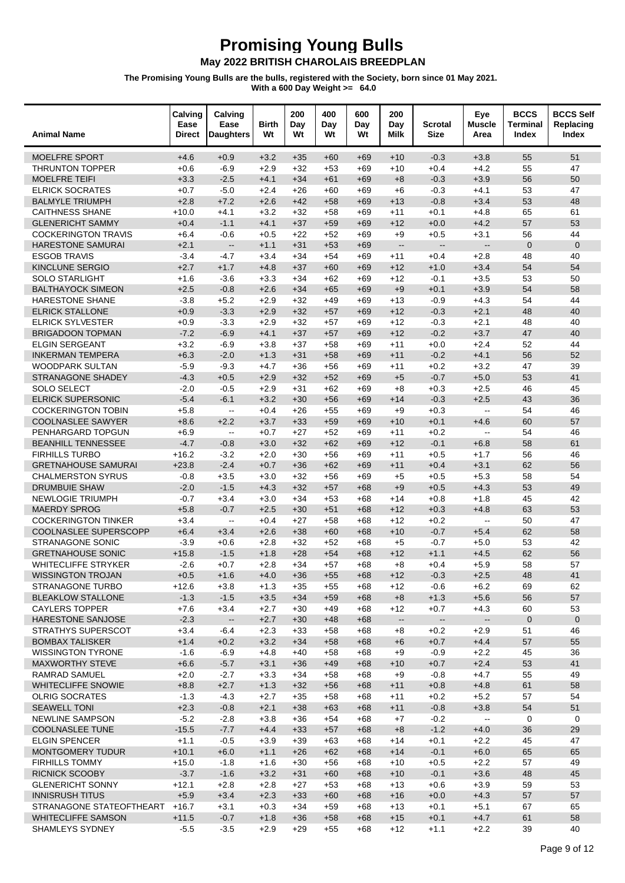# Promising Young Bulls

## May 2022 BRITISH CHAROLAIS BREEDPLAN

**The Promising Young Bulls are the bulls, registered with the Society, born since 01 May 2021.**
**With a 600 Day Weight >= 64.0**

| Animal Name | Calving Ease Direct | Calving Ease Daughters | Birth Wt | 200 Day Wt | 400 Day Wt | 600 Day Wt | 200 Day Milk | Scrotal Size | Eye Muscle Area | BCCS Terminal Index | BCCS Self Replacing Index |
|---|---|---|---|---|---|---|---|---|---|---|---|
| MOELFRE SPORT | +4.6 | +0.9 | +3.2 | +35 | +60 | +69 | +10 | -0.3 | +3.8 | 55 | 51 |
| THRUNTON TOPPER | +0.6 | -6.9 | +2.9 | +32 | +53 | +69 | +10 | +0.4 | +4.2 | 55 | 47 |
| MOELFRE TEIFI | +3.3 | -2.5 | +4.1 | +34 | +61 | +69 | +8 | -0.3 | +3.9 | 56 | 50 |
| ELRICK SOCRATES | +0.7 | -5.0 | +2.4 | +26 | +60 | +69 | +6 | -0.3 | +4.1 | 53 | 47 |
| BALMYLE TRIUMPH | +2.8 | +7.2 | +2.6 | +42 | +58 | +69 | +13 | -0.8 | +3.4 | 53 | 48 |
| CAITHNESS SHANE | +10.0 | +4.1 | +3.2 | +32 | +58 | +69 | +11 | +0.1 | +4.8 | 65 | 61 |
| GLENERICHT SAMMY | +0.4 | -1.1 | +4.1 | +37 | +59 | +69 | +12 | +0.0 | +4.2 | 57 | 53 |
| COCKERINGTON TRAVIS | +6.4 | -0.6 | +0.5 | +22 | +52 | +69 | +9 | +0.5 | +3.1 | 56 | 44 |
| HARESTONE SAMURAI | +2.1 | -- | +1.1 | +31 | +53 | +69 | -- | -- | -- | 0 | 0 |
| ESGOB TRAVIS | -3.4 | -4.7 | +3.4 | +34 | +54 | +69 | +11 | +0.4 | +2.8 | 48 | 40 |
| KINCLUNE SERGIO | +2.7 | +1.7 | +4.8 | +37 | +60 | +69 | +12 | +1.0 | +3.4 | 54 | 54 |
| SOLO STARLIGHT | +1.6 | -3.6 | +3.3 | +34 | +62 | +69 | +12 | -0.1 | +3.5 | 53 | 50 |
| BALTHAYOCK SIMEON | +2.5 | -0.8 | +2.6 | +34 | +65 | +69 | +9 | +0.1 | +3.9 | 54 | 58 |
| HARESTONE SHANE | -3.8 | +5.2 | +2.9 | +32 | +49 | +69 | +13 | -0.9 | +4.3 | 54 | 44 |
| ELRICK STALLONE | +0.9 | -3.3 | +2.9 | +32 | +57 | +69 | +12 | -0.3 | +2.1 | 48 | 40 |
| ELRICK SYLVESTER | +0.9 | -3.3 | +2.9 | +32 | +57 | +69 | +12 | -0.3 | +2.1 | 48 | 40 |
| BRIGADOON TOPMAN | -7.2 | -6.9 | +4.1 | +37 | +57 | +69 | +12 | -0.2 | +3.7 | 47 | 40 |
| ELGIN SERGEANT | +3.2 | -6.9 | +3.8 | +37 | +58 | +69 | +11 | +0.0 | +2.4 | 52 | 44 |
| INKERMAN TEMPERA | +6.3 | -2.0 | +1.3 | +31 | +58 | +69 | +11 | -0.2 | +4.1 | 56 | 52 |
| WOODPARK SULTAN | -5.9 | -9.3 | +4.7 | +36 | +56 | +69 | +11 | +0.2 | +3.2 | 47 | 39 |
| STRANAGONE SHADEY | -4.3 | +0.5 | +2.9 | +32 | +52 | +69 | +5 | -0.7 | +5.0 | 53 | 41 |
| SOLO SELECT | -2.0 | -0.5 | +2.9 | +31 | +62 | +69 | +8 | +0.3 | +2.5 | 46 | 45 |
| ELRICK SUPERSONIC | -5.4 | -6.1 | +3.2 | +30 | +56 | +69 | +14 | -0.3 | +2.5 | 43 | 36 |
| COCKERINGTON TOBIN | +5.8 | -- | +0.4 | +26 | +55 | +69 | +9 | +0.3 | -- | 54 | 46 |
| COOLNASLEE SAWYER | +8.6 | +2.2 | +3.7 | +33 | +59 | +69 | +10 | +0.1 | +4.6 | 60 | 57 |
| PENHARGARD TOPGUN | +6.9 | -- | +0.7 | +27 | +52 | +69 | +11 | +0.2 | -- | 54 | 46 |
| BEANHILL TENNESSEE | -4.7 | -0.8 | +3.0 | +32 | +62 | +69 | +12 | -0.1 | +6.8 | 58 | 61 |
| FIRHILLS TURBO | +16.2 | -3.2 | +2.0 | +30 | +56 | +69 | +11 | +0.5 | +1.7 | 56 | 46 |
| GRETNAHOUSE SAMURAI | +23.8 | -2.4 | +0.7 | +36 | +62 | +69 | +11 | +0.4 | +3.1 | 62 | 56 |
| CHALMERSTON SYRUS | -0.8 | +3.5 | +3.0 | +32 | +56 | +69 | +5 | +0.5 | +5.3 | 58 | 54 |
| DRUMBUIE SHAW | -2.0 | -1.5 | +4.3 | +32 | +57 | +68 | +9 | +0.5 | +4.3 | 53 | 49 |
| NEWLOGIE TRIUMPH | -0.7 | +3.4 | +3.0 | +34 | +53 | +68 | +14 | +0.8 | +1.8 | 45 | 42 |
| MAERDY SPROG | +5.8 | -0.7 | +2.5 | +30 | +51 | +68 | +12 | +0.3 | +4.8 | 63 | 53 |
| COCKERINGTON TINKER | +3.4 | -- | +0.4 | +27 | +58 | +68 | +12 | +0.2 | -- | 50 | 47 |
| COOLNASLEE SUPERSCOPP | +6.4 | +3.4 | +2.6 | +38 | +60 | +68 | +10 | -0.7 | +5.4 | 62 | 58 |
| STRANAGONE SONIC | -3.9 | +0.6 | +2.8 | +32 | +52 | +68 | +5 | -0.7 | +5.0 | 53 | 42 |
| GRETNAHOUSE SONIC | +15.8 | -1.5 | +1.8 | +28 | +54 | +68 | +12 | +1.1 | +4.5 | 62 | 56 |
| WHITECLIFFE STRYKER | -2.6 | +0.7 | +2.8 | +34 | +57 | +68 | +8 | +0.4 | +5.9 | 58 | 57 |
| WISSINGTON TROJAN | +0.5 | +1.6 | +4.0 | +36 | +55 | +68 | +12 | -0.3 | +2.5 | 48 | 41 |
| STRANAGONE TURBO | +12.6 | +3.8 | +1.3 | +35 | +55 | +68 | +12 | -0.6 | +6.2 | 69 | 62 |
| BLEAKLOW STALLONE | -1.3 | -1.5 | +3.5 | +34 | +59 | +68 | +8 | +1.3 | +5.6 | 56 | 57 |
| CAYLERS TOPPER | +7.6 | +3.4 | +2.7 | +30 | +49 | +68 | +12 | +0.7 | +4.3 | 60 | 53 |
| HARESTONE SANJOSE | -2.3 | -- | +2.7 | +30 | +48 | +68 | -- | -- | -- | 0 | 0 |
| STRATHYS SUPERSCOT | +3.4 | -6.4 | +2.3 | +33 | +58 | +68 | +8 | +0.2 | +2.9 | 51 | 46 |
| BOMBAX TALISKER | +1.4 | +0.2 | +3.2 | +34 | +58 | +68 | +6 | +0.7 | +4.4 | 57 | 55 |
| WISSINGTON TYRONE | -1.6 | -6.9 | +4.8 | +40 | +58 | +68 | +9 | -0.9 | +2.2 | 45 | 36 |
| MAXWORTHY STEVE | +6.6 | -5.7 | +3.1 | +36 | +49 | +68 | +10 | +0.7 | +2.4 | 53 | 41 |
| RAMRAD SAMUEL | +2.0 | -2.7 | +3.3 | +34 | +58 | +68 | +9 | -0.8 | +4.7 | 55 | 49 |
| WHITECLIFFE SNOWIE | +8.8 | +2.7 | +1.3 | +32 | +56 | +68 | +11 | +0.8 | +4.8 | 61 | 58 |
| OLRIG SOCRATES | -1.3 | -4.3 | +2.7 | +35 | +58 | +68 | +11 | +0.2 | +5.2 | 57 | 54 |
| SEAWELL TONI | +2.3 | -0.8 | +2.1 | +38 | +63 | +68 | +11 | -0.8 | +3.8 | 54 | 51 |
| NEWLINE SAMPSON | -5.2 | -2.8 | +3.8 | +36 | +54 | +68 | +7 | -0.2 | -- | 0 | 0 |
| COOLNASLEE TUNE | -15.5 | -7.7 | +4.4 | +33 | +57 | +68 | +8 | -1.2 | +4.0 | 36 | 29 |
| ELGIN SPENCER | +1.1 | -0.5 | +3.9 | +39 | +63 | +68 | +14 | +0.1 | +2.2 | 45 | 47 |
| MONTGOMERY TUDUR | +10.1 | +6.0 | +1.1 | +26 | +62 | +68 | +14 | -0.1 | +6.0 | 65 | 65 |
| FIRHILLS TOMMY | +15.0 | -1.8 | +1.6 | +30 | +56 | +68 | +10 | +0.5 | +2.2 | 57 | 49 |
| RICNICK SCOOBY | -3.7 | -1.6 | +3.2 | +31 | +60 | +68 | +10 | -0.1 | +3.6 | 48 | 45 |
| GLENERICHT SONNY | +12.1 | +2.8 | +2.8 | +27 | +53 | +68 | +13 | +0.6 | +3.9 | 59 | 53 |
| INNISRUSH TITUS | +5.9 | +3.4 | +2.3 | +33 | +60 | +68 | +16 | +0.0 | +4.3 | 57 | 57 |
| STRANAGONE STATEOFTHEART | +16.7 | +3.1 | +0.3 | +34 | +59 | +68 | +13 | +0.1 | +5.1 | 67 | 65 |
| WHITECLIFFE SAMSON | +11.5 | -0.7 | +1.8 | +36 | +58 | +68 | +15 | +0.1 | +4.7 | 61 | 58 |
| SHAMLEYS SYDNEY | -5.5 | -3.5 | +2.9 | +29 | +55 | +68 | +12 | +1.1 | +2.2 | 39 | 40 |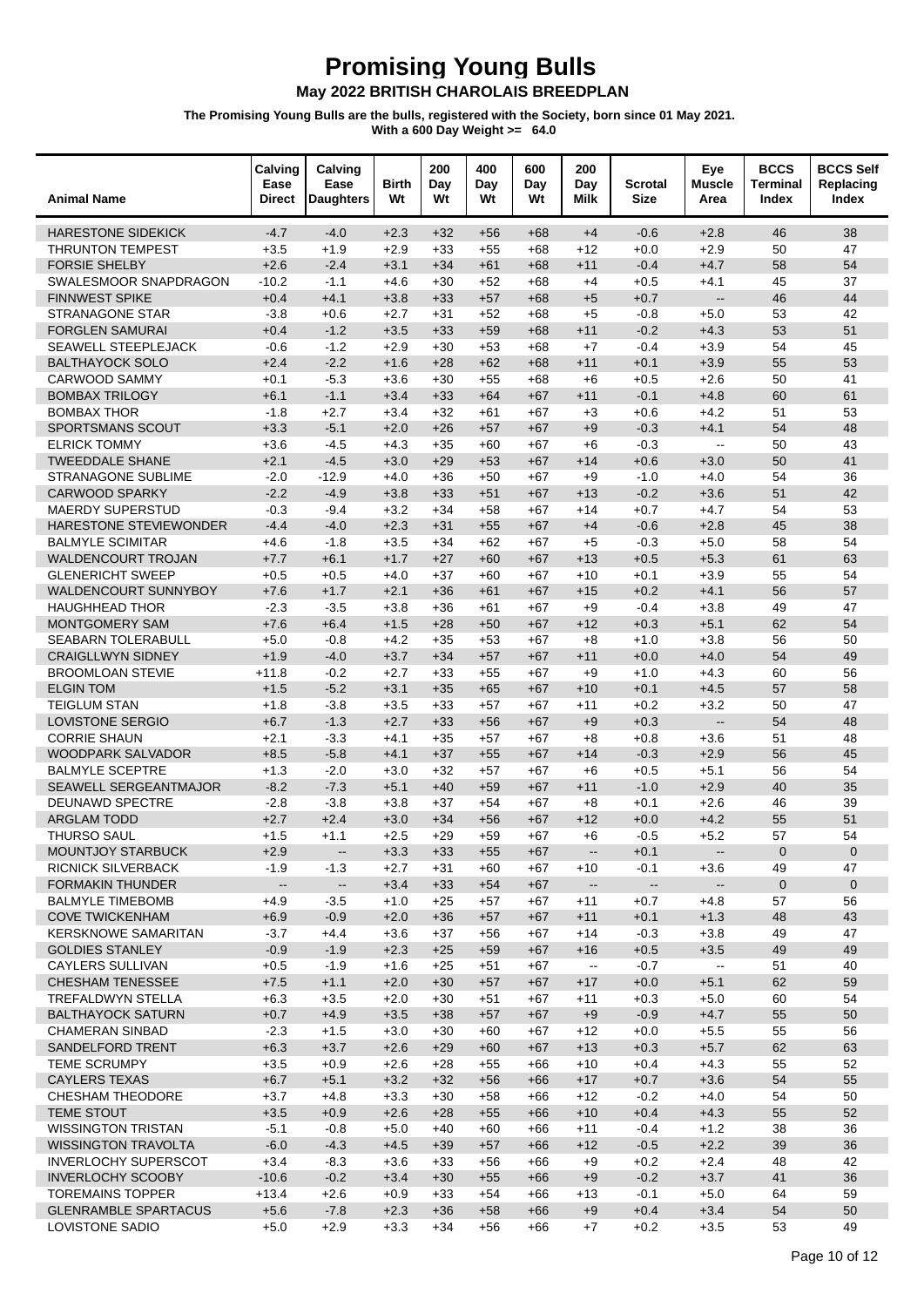# Promising Young Bulls

## May 2022 BRITISH CHAROLAIS BREEDPLAN

**The Promising Young Bulls are the bulls, registered with the Society, born since 01 May 2021.**
**With a 600 Day Weight >= 64.0**

| Animal Name | Calving Ease Direct | Calving Ease Daughters | Birth Wt | 200 Day Wt | 400 Day Wt | 600 Day Wt | 200 Day Milk | Scrotal Size | Eye Muscle Area | BCCS Terminal Index | BCCS Self Replacing Index |
|---|---|---|---|---|---|---|---|---|---|---|---|
| HARESTONE SIDEKICK | -4.7 | -4.0 | +2.3 | +32 | +56 | +68 | +4 | -0.6 | +2.8 | 46 | 38 |
| THRUNTON TEMPEST | +3.5 | +1.9 | +2.9 | +33 | +55 | +68 | +12 | +0.0 | +2.9 | 50 | 47 |
| FORSIE SHELBY | +2.6 | -2.4 | +3.1 | +34 | +61 | +68 | +11 | -0.4 | +4.7 | 58 | 54 |
| SWALESMOOR SNAPDRAGON | -10.2 | -1.1 | +4.6 | +30 | +52 | +68 | +4 | +0.5 | +4.1 | 45 | 37 |
| FINNWEST SPIKE | +0.4 | +4.1 | +3.8 | +33 | +57 | +68 | +5 | +0.7 | -- | 46 | 44 |
| STRANAGONE STAR | -3.8 | +0.6 | +2.7 | +31 | +52 | +68 | +5 | -0.8 | +5.0 | 53 | 42 |
| FORGLEN SAMURAI | +0.4 | -1.2 | +3.5 | +33 | +59 | +68 | +11 | -0.2 | +4.3 | 53 | 51 |
| SEAWELL STEEPLEJACK | -0.6 | -1.2 | +2.9 | +30 | +53 | +68 | +7 | -0.4 | +3.9 | 54 | 45 |
| BALTHAYOCK SOLO | +2.4 | -2.2 | +1.6 | +28 | +62 | +68 | +11 | +0.1 | +3.9 | 55 | 53 |
| CARWOOD SAMMY | +0.1 | -5.3 | +3.6 | +30 | +55 | +68 | +6 | +0.5 | +2.6 | 50 | 41 |
| BOMBAX TRILOGY | +6.1 | -1.1 | +3.4 | +33 | +64 | +67 | +11 | -0.1 | +4.8 | 60 | 61 |
| BOMBAX THOR | -1.8 | +2.7 | +3.4 | +32 | +61 | +67 | +3 | +0.6 | +4.2 | 51 | 53 |
| SPORTSMANS SCOUT | +3.3 | -5.1 | +2.0 | +26 | +57 | +67 | +9 | -0.3 | +4.1 | 54 | 48 |
| ELRICK TOMMY | +3.6 | -4.5 | +4.3 | +35 | +60 | +67 | +6 | -0.3 | -- | 50 | 43 |
| TWEEDDALE SHANE | +2.1 | -4.5 | +3.0 | +29 | +53 | +67 | +14 | +0.6 | +3.0 | 50 | 41 |
| STRANAGONE SUBLIME | -2.0 | -12.9 | +4.0 | +36 | +50 | +67 | +9 | -1.0 | +4.0 | 54 | 36 |
| CARWOOD SPARKY | -2.2 | -4.9 | +3.8 | +33 | +51 | +67 | +13 | -0.2 | +3.6 | 51 | 42 |
| MAERDY SUPERSTUD | -0.3 | -9.4 | +3.2 | +34 | +58 | +67 | +14 | +0.7 | +4.7 | 54 | 53 |
| HARESTONE STEVIEWONDER | -4.4 | -4.0 | +2.3 | +31 | +55 | +67 | +4 | -0.6 | +2.8 | 45 | 38 |
| BALMYLE SCIMITAR | +4.6 | -1.8 | +3.5 | +34 | +62 | +67 | +5 | -0.3 | +5.0 | 58 | 54 |
| WALDENCOURT TROJAN | +7.7 | +6.1 | +1.7 | +27 | +60 | +67 | +13 | +0.5 | +5.3 | 61 | 63 |
| GLENERICHT SWEEP | +0.5 | +0.5 | +4.0 | +37 | +60 | +67 | +10 | +0.1 | +3.9 | 55 | 54 |
| WALDENCOURT SUNNYBOY | +7.6 | +1.7 | +2.1 | +36 | +61 | +67 | +15 | +0.2 | +4.1 | 56 | 57 |
| HAUGHHEAD THOR | -2.3 | -3.5 | +3.8 | +36 | +61 | +67 | +9 | -0.4 | +3.8 | 49 | 47 |
| MONTGOMERY SAM | +7.6 | +6.4 | +1.5 | +28 | +50 | +67 | +12 | +0.3 | +5.1 | 62 | 54 |
| SEABARN TOLERABULL | +5.0 | -0.8 | +4.2 | +35 | +53 | +67 | +8 | +1.0 | +3.8 | 56 | 50 |
| CRAIGLLWYN SIDNEY | +1.9 | -4.0 | +3.7 | +34 | +57 | +67 | +11 | +0.0 | +4.0 | 54 | 49 |
| BROOMLOAN STEVIE | +11.8 | -0.2 | +2.7 | +33 | +55 | +67 | +9 | +1.0 | +4.3 | 60 | 56 |
| ELGIN TOM | +1.5 | -5.2 | +3.1 | +35 | +65 | +67 | +10 | +0.1 | +4.5 | 57 | 58 |
| TEIGLUM STAN | +1.8 | -3.8 | +3.5 | +33 | +57 | +67 | +11 | +0.2 | +3.2 | 50 | 47 |
| LOVISTONE SERGIO | +6.7 | -1.3 | +2.7 | +33 | +56 | +67 | +9 | +0.3 | -- | 54 | 48 |
| CORRIE SHAUN | +2.1 | -3.3 | +4.1 | +35 | +57 | +67 | +8 | +0.8 | +3.6 | 51 | 48 |
| WOODPARK SALVADOR | +8.5 | -5.8 | +4.1 | +37 | +55 | +67 | +14 | -0.3 | +2.9 | 56 | 45 |
| BALMYLE SCEPTRE | +1.3 | -2.0 | +3.0 | +32 | +57 | +67 | +6 | +0.5 | +5.1 | 56 | 54 |
| SEAWELL SERGEANTMAJOR | -8.2 | -7.3 | +5.1 | +40 | +59 | +67 | +11 | -1.0 | +2.9 | 40 | 35 |
| DEUNAWD SPECTRE | -2.8 | -3.8 | +3.8 | +37 | +54 | +67 | +8 | +0.1 | +2.6 | 46 | 39 |
| ARGLAM TODD | +2.7 | +2.4 | +3.0 | +34 | +56 | +67 | +12 | +0.0 | +4.2 | 55 | 51 |
| THURSO SAUL | +1.5 | +1.1 | +2.5 | +29 | +59 | +67 | +6 | -0.5 | +5.2 | 57 | 54 |
| MOUNTJOY STARBUCK | +2.9 | -- | +3.3 | +33 | +55 | +67 | -- | +0.1 | -- | 0 | 0 |
| RICNICK SILVERBACK | -1.9 | -1.3 | +2.7 | +31 | +60 | +67 | +10 | -0.1 | +3.6 | 49 | 47 |
| FORMAKIN THUNDER | -- | -- | +3.4 | +33 | +54 | +67 | -- | -- | -- | 0 | 0 |
| BALMYLE TIMEBOMB | +4.9 | -3.5 | +1.0 | +25 | +57 | +67 | +11 | +0.7 | +4.8 | 57 | 56 |
| COVE TWICKENHAM | +6.9 | -0.9 | +2.0 | +36 | +57 | +67 | +11 | +0.1 | +1.3 | 48 | 43 |
| KERSKNOWE SAMARITAN | -3.7 | +4.4 | +3.6 | +37 | +56 | +67 | +14 | -0.3 | +3.8 | 49 | 47 |
| GOLDIES STANLEY | -0.9 | -1.9 | +2.3 | +25 | +59 | +67 | +16 | +0.5 | +3.5 | 49 | 49 |
| CAYLERS SULLIVAN | +0.5 | -1.9 | +1.6 | +25 | +51 | +67 | -- | -0.7 | -- | 51 | 40 |
| CHESHAM TENESSEE | +7.5 | +1.1 | +2.0 | +30 | +57 | +67 | +17 | +0.0 | +5.1 | 62 | 59 |
| TREFALDWYN STELLA | +6.3 | +3.5 | +2.0 | +30 | +51 | +67 | +11 | +0.3 | +5.0 | 60 | 54 |
| BALTHAYOCK SATURN | +0.7 | +4.9 | +3.5 | +38 | +57 | +67 | +9 | -0.9 | +4.7 | 55 | 50 |
| CHAMERAN SINBAD | -2.3 | +1.5 | +3.0 | +30 | +60 | +67 | +12 | +0.0 | +5.5 | 55 | 56 |
| SANDELFORD TRENT | +6.3 | +3.7 | +2.6 | +29 | +60 | +67 | +13 | +0.3 | +5.7 | 62 | 63 |
| TEME SCRUMPY | +3.5 | +0.9 | +2.6 | +28 | +55 | +66 | +10 | +0.4 | +4.3 | 55 | 52 |
| CAYLERS TEXAS | +6.7 | +5.1 | +3.2 | +32 | +56 | +66 | +17 | +0.7 | +3.6 | 54 | 55 |
| CHESHAM THEODORE | +3.7 | +4.8 | +3.3 | +30 | +58 | +66 | +12 | -0.2 | +4.0 | 54 | 50 |
| TEME STOUT | +3.5 | +0.9 | +2.6 | +28 | +55 | +66 | +10 | +0.4 | +4.3 | 55 | 52 |
| WISSINGTON TRISTAN | -5.1 | -0.8 | +5.0 | +40 | +60 | +66 | +11 | -0.4 | +1.2 | 38 | 36 |
| WISSINGTON TRAVOLTA | -6.0 | -4.3 | +4.5 | +39 | +57 | +66 | +12 | -0.5 | +2.2 | 39 | 36 |
| INVERLOCHY SUPERSCOT | +3.4 | -8.3 | +3.6 | +33 | +56 | +66 | +9 | +0.2 | +2.4 | 48 | 42 |
| INVERLOCHY SCOOBY | -10.6 | -0.2 | +3.4 | +30 | +55 | +66 | +9 | -0.2 | +3.7 | 41 | 36 |
| TOREMAINS TOPPER | +13.4 | +2.6 | +0.9 | +33 | +54 | +66 | +13 | -0.1 | +5.0 | 64 | 59 |
| GLENRAMBLE SPARTACUS | +5.6 | -7.8 | +2.3 | +36 | +58 | +66 | +9 | +0.4 | +3.4 | 54 | 50 |
| LOVISTONE SADIO | +5.0 | +2.9 | +3.3 | +34 | +56 | +66 | +7 | +0.2 | +3.5 | 53 | 49 |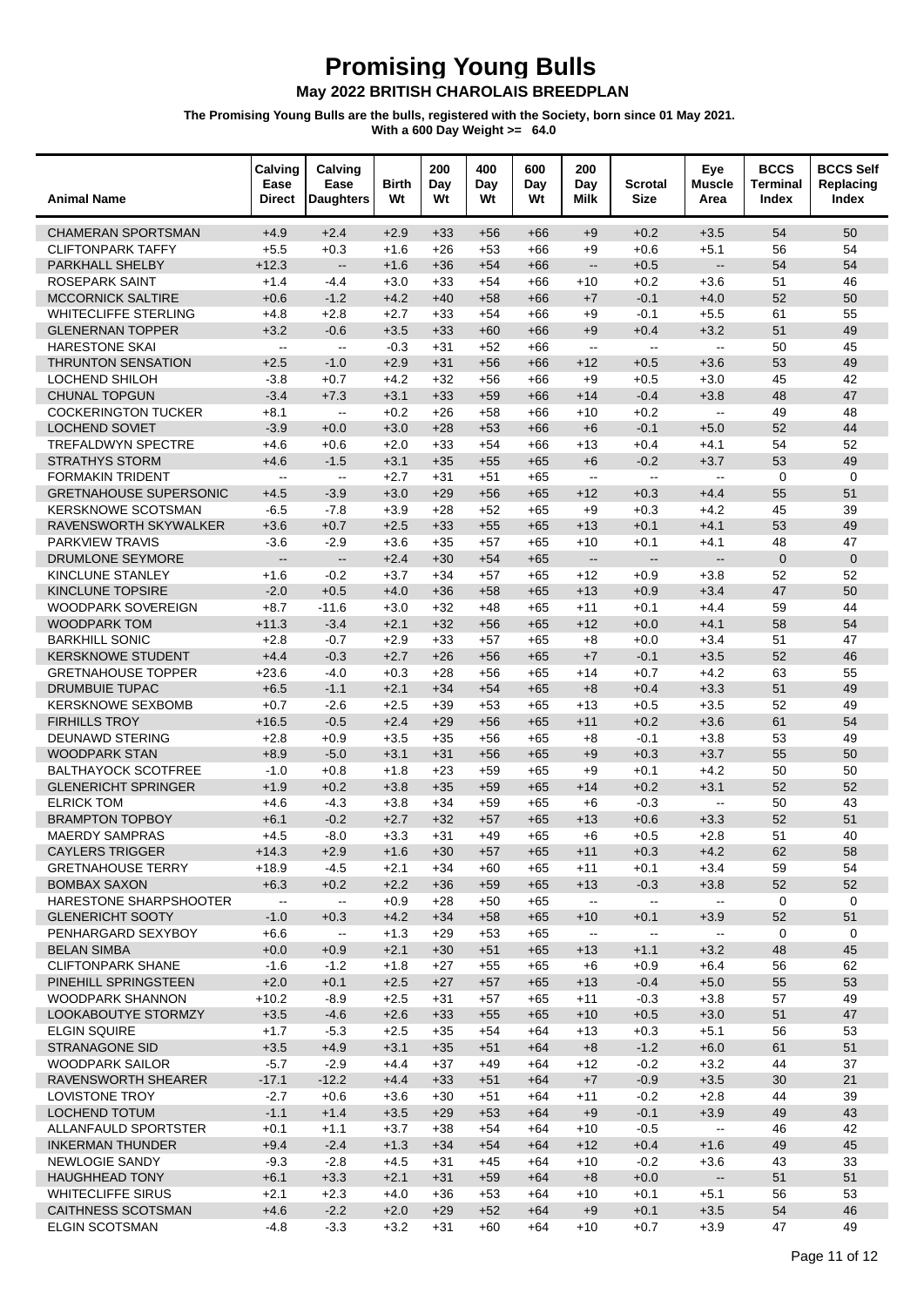# Promising Young Bulls

## May 2022 BRITISH CHAROLAIS BREEDPLAN

**The Promising Young Bulls are the bulls, registered with the Society, born since 01 May 2021.**
**With a 600 Day Weight >= 64.0**

| Animal Name | Calving Ease Direct | Calving Ease Daughters | Birth Wt | 200 Day Wt | 400 Day Wt | 600 Day Wt | 200 Day Milk | Scrotal Size | Eye Muscle Area | BCCS Terminal Index | BCCS Self Replacing Index |
|---|---|---|---|---|---|---|---|---|---|---|---|
| CHAMERAN SPORTSMAN | +4.9 | +2.4 | +2.9 | +33 | +56 | +66 | +9 | +0.2 | +3.5 | 54 | 50 |
| CLIFTONPARK TAFFY | +5.5 | +0.3 | +1.6 | +26 | +53 | +66 | +9 | +0.6 | +5.1 | 56 | 54 |
| PARKHALL SHELBY | +12.3 | -- | +1.6 | +36 | +54 | +66 | -- | +0.5 | -- | 54 | 54 |
| ROSEPARK SAINT | +1.4 | -4.4 | +3.0 | +33 | +54 | +66 | +10 | +0.2 | +3.6 | 51 | 46 |
| MCCORNICK SALTIRE | +0.6 | -1.2 | +4.2 | +40 | +58 | +66 | +7 | -0.1 | +4.0 | 52 | 50 |
| WHITECLIFFE STERLING | +4.8 | +2.8 | +2.7 | +33 | +54 | +66 | +9 | -0.1 | +5.5 | 61 | 55 |
| GLENERNAN TOPPER | +3.2 | -0.6 | +3.5 | +33 | +60 | +66 | +9 | +0.4 | +3.2 | 51 | 49 |
| HARESTONE SKAI | -- | -- | -0.3 | +31 | +52 | +66 | -- | -- | -- | 50 | 45 |
| THRUNTON SENSATION | +2.5 | -1.0 | +2.9 | +31 | +56 | +66 | +12 | +0.5 | +3.6 | 53 | 49 |
| LOCHEND SHILOH | -3.8 | +0.7 | +4.2 | +32 | +56 | +66 | +9 | +0.5 | +3.0 | 45 | 42 |
| CHUNAL TOPGUN | -3.4 | +7.3 | +3.1 | +33 | +59 | +66 | +14 | -0.4 | +3.8 | 48 | 47 |
| COCKERINGTON TUCKER | +8.1 | -- | +0.2 | +26 | +58 | +66 | +10 | +0.2 | -- | 49 | 48 |
| LOCHEND SOVIET | -3.9 | +0.0 | +3.0 | +28 | +53 | +66 | +6 | -0.1 | +5.0 | 52 | 44 |
| TREFALDWYN SPECTRE | +4.6 | +0.6 | +2.0 | +33 | +54 | +66 | +13 | +0.4 | +4.1 | 54 | 52 |
| STRATHYS STORM | +4.6 | -1.5 | +3.1 | +35 | +55 | +65 | +6 | -0.2 | +3.7 | 53 | 49 |
| FORMAKIN TRIDENT | -- | -- | +2.7 | +31 | +51 | +65 | -- | -- | -- | 0 | 0 |
| GRETNAHOUSE SUPERSONIC | +4.5 | -3.9 | +3.0 | +29 | +56 | +65 | +12 | +0.3 | +4.4 | 55 | 51 |
| KERSKNOWE SCOTSMAN | -6.5 | -7.8 | +3.9 | +28 | +52 | +65 | +9 | +0.3 | +4.2 | 45 | 39 |
| RAVENSWORTH SKYWALKER | +3.6 | +0.7 | +2.5 | +33 | +55 | +65 | +13 | +0.1 | +4.1 | 53 | 49 |
| PARKVIEW TRAVIS | -3.6 | -2.9 | +3.6 | +35 | +57 | +65 | +10 | +0.1 | +4.1 | 48 | 47 |
| DRUMLONE SEYMORE | -- | -- | +2.4 | +30 | +54 | +65 | -- | -- | -- | 0 | 0 |
| KINCLUNE STANLEY | +1.6 | -0.2 | +3.7 | +34 | +57 | +65 | +12 | +0.9 | +3.8 | 52 | 52 |
| KINCLUNE TOPSIRE | -2.0 | +0.5 | +4.0 | +36 | +58 | +65 | +13 | +0.9 | +3.4 | 47 | 50 |
| WOODPARK SOVEREIGN | +8.7 | -11.6 | +3.0 | +32 | +48 | +65 | +11 | +0.1 | +4.4 | 59 | 44 |
| WOODPARK TOM | +11.3 | -3.4 | +2.1 | +32 | +56 | +65 | +12 | +0.0 | +4.1 | 58 | 54 |
| BARKHILL SONIC | +2.8 | -0.7 | +2.9 | +33 | +57 | +65 | +8 | +0.0 | +3.4 | 51 | 47 |
| KERSKNOWE STUDENT | +4.4 | -0.3 | +2.7 | +26 | +56 | +65 | +7 | -0.1 | +3.5 | 52 | 46 |
| GRETNAHOUSE TOPPER | +23.6 | -4.0 | +0.3 | +28 | +56 | +65 | +14 | +0.7 | +4.2 | 63 | 55 |
| DRUMBUIE TUPAC | +6.5 | -1.1 | +2.1 | +34 | +54 | +65 | +8 | +0.4 | +3.3 | 51 | 49 |
| KERSKNOWE SEXBOMB | +0.7 | -2.6 | +2.5 | +39 | +53 | +65 | +13 | +0.5 | +3.5 | 52 | 49 |
| FIRHILLS TROY | +16.5 | -0.5 | +2.4 | +29 | +56 | +65 | +11 | +0.2 | +3.6 | 61 | 54 |
| DEUNAWD STERING | +2.8 | +0.9 | +3.5 | +35 | +56 | +65 | +8 | -0.1 | +3.8 | 53 | 49 |
| WOODPARK STAN | +8.9 | -5.0 | +3.1 | +31 | +56 | +65 | +9 | +0.3 | +3.7 | 55 | 50 |
| BALTHAYOCK SCOTFREE | -1.0 | +0.8 | +1.8 | +23 | +59 | +65 | +9 | +0.1 | +4.2 | 50 | 50 |
| GLENERICHT SPRINGER | +1.9 | +0.2 | +3.8 | +35 | +59 | +65 | +14 | +0.2 | +3.1 | 52 | 52 |
| ELRICK TOM | +4.6 | -4.3 | +3.8 | +34 | +59 | +65 | +6 | -0.3 | -- | 50 | 43 |
| BRAMPTON TOPBOY | +6.1 | -0.2 | +2.7 | +32 | +57 | +65 | +13 | +0.6 | +3.3 | 52 | 51 |
| MAERDY SAMPRAS | +4.5 | -8.0 | +3.3 | +31 | +49 | +65 | +6 | +0.5 | +2.8 | 51 | 40 |
| CAYLERS TRIGGER | +14.3 | +2.9 | +1.6 | +30 | +57 | +65 | +11 | +0.3 | +4.2 | 62 | 58 |
| GRETNAHOUSE TERRY | +18.9 | -4.5 | +2.1 | +34 | +60 | +65 | +11 | +0.1 | +3.4 | 59 | 54 |
| BOMBAX SAXON | +6.3 | +0.2 | +2.2 | +36 | +59 | +65 | +13 | -0.3 | +3.8 | 52 | 52 |
| HARESTONE SHARPSHOOTER | -- | -- | +0.9 | +28 | +50 | +65 | -- | -- | -- | 0 | 0 |
| GLENERICHT SOOTY | -1.0 | +0.3 | +4.2 | +34 | +58 | +65 | +10 | +0.1 | +3.9 | 52 | 51 |
| PENHARGARD SEXYBOY | +6.6 | -- | +1.3 | +29 | +53 | +65 | -- | -- | -- | 0 | 0 |
| BELAN SIMBA | +0.0 | +0.9 | +2.1 | +30 | +51 | +65 | +13 | +1.1 | +3.2 | 48 | 45 |
| CLIFTONPARK SHANE | -1.6 | -1.2 | +1.8 | +27 | +55 | +65 | +6 | +0.9 | +6.4 | 56 | 62 |
| PINEHILL SPRINGSTEEN | +2.0 | +0.1 | +2.5 | +27 | +57 | +65 | +13 | -0.4 | +5.0 | 55 | 53 |
| WOODPARK SHANNON | +10.2 | -8.9 | +2.5 | +31 | +57 | +65 | +11 | -0.3 | +3.8 | 57 | 49 |
| LOOKABOUTYE STORMZY | +3.5 | -4.6 | +2.6 | +33 | +55 | +65 | +10 | +0.5 | +3.0 | 51 | 47 |
| ELGIN SQUIRE | +1.7 | -5.3 | +2.5 | +35 | +54 | +64 | +13 | +0.3 | +5.1 | 56 | 53 |
| STRANAGONE SID | +3.5 | +4.9 | +3.1 | +35 | +51 | +64 | +8 | -1.2 | +6.0 | 61 | 51 |
| WOODPARK SAILOR | -5.7 | -2.9 | +4.4 | +37 | +49 | +64 | +12 | -0.2 | +3.2 | 44 | 37 |
| RAVENSWORTH SHEARER | -17.1 | -12.2 | +4.4 | +33 | +51 | +64 | +7 | -0.9 | +3.5 | 30 | 21 |
| LOVISTONE TROY | -2.7 | +0.6 | +3.6 | +30 | +51 | +64 | +11 | -0.2 | +2.8 | 44 | 39 |
| LOCHEND TOTUM | -1.1 | +1.4 | +3.5 | +29 | +53 | +64 | +9 | -0.1 | +3.9 | 49 | 43 |
| ALLANFAULD SPORTSTER | +0.1 | +1.1 | +3.7 | +38 | +54 | +64 | +10 | -0.5 | -- | 46 | 42 |
| INKERMAN THUNDER | +9.4 | -2.4 | +1.3 | +34 | +54 | +64 | +12 | +0.4 | +1.6 | 49 | 45 |
| NEWLOGIE SANDY | -9.3 | -2.8 | +4.5 | +31 | +45 | +64 | +10 | -0.2 | +3.6 | 43 | 33 |
| HAUGHHEAD TONY | +6.1 | +3.3 | +2.1 | +31 | +59 | +64 | +8 | +0.0 | -- | 51 | 51 |
| WHITECLIFFE SIRUS | +2.1 | +2.3 | +4.0 | +36 | +53 | +64 | +10 | +0.1 | +5.1 | 56 | 53 |
| CAITHNESS SCOTSMAN | +4.6 | -2.2 | +2.0 | +29 | +52 | +64 | +9 | +0.1 | +3.5 | 54 | 46 |
| ELGIN SCOTSMAN | -4.8 | -3.3 | +3.2 | +31 | +60 | +64 | +10 | +0.7 | +3.9 | 47 | 49 |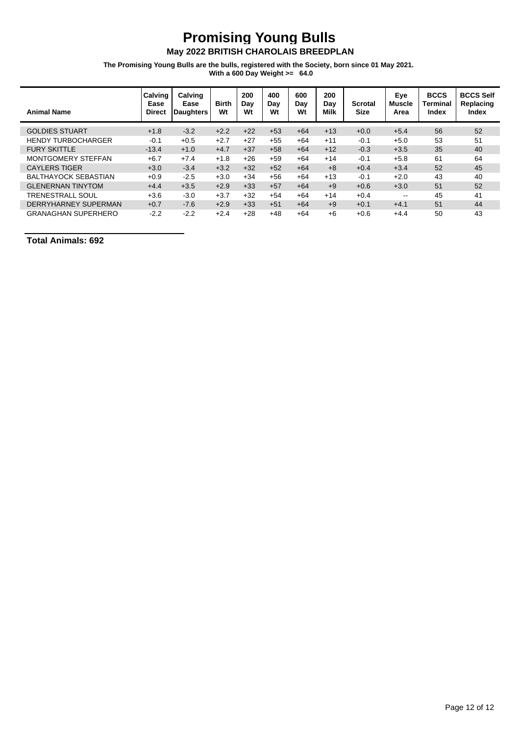# Promising Young Bulls

## May 2022 BRITISH CHAROLAIS BREEDPLAN

**The Promising Young Bulls are the bulls, registered with the Society, born since 01 May 2021.**
**With a 600 Day Weight >= 64.0**

| Animal Name | Calving Ease Direct | Calving Ease Daughters | Birth Wt | 200 Day Wt | 400 Day Wt | 600 Day Wt | 200 Day Milk | Scrotal Size | Eye Muscle Area | BCCS Terminal Index | BCCS Self Replacing Index |
|---|---|---|---|---|---|---|---|---|---|---|---|
| GOLDIES STUART | +1.8 | -3.2 | +2.2 | +22 | +53 | +64 | +13 | +0.0 | +5.4 | 56 | 52 |
| HENDY TURBOCHARGER | -0.1 | +0.5 | +2.7 | +27 | +55 | +64 | +11 | -0.1 | +5.0 | 53 | 51 |
| FURY SKITTLE | -13.4 | +1.0 | +4.7 | +37 | +58 | +64 | +12 | -0.3 | +3.5 | 35 | 40 |
| MONTGOMERY STEFFAN | +6.7 | +7.4 | +1.8 | +26 | +59 | +64 | +14 | -0.1 | +5.8 | 61 | 64 |
| CAYLERS TIGER | +3.0 | -3.4 | +3.2 | +32 | +52 | +64 | +8 | +0.4 | +3.4 | 52 | 45 |
| BALTHAYOCK SEBASTIAN | +0.9 | -2.5 | +3.0 | +34 | +56 | +64 | +13 | -0.1 | +2.0 | 43 | 40 |
| GLENERNAN TINYTOM | +4.4 | +3.5 | +2.9 | +33 | +57 | +64 | +9 | +0.6 | +3.0 | 51 | 52 |
| TRENESTRALL SOUL | +3.6 | -3.0 | +3.7 | +32 | +54 | +64 | +14 | +0.4 | -- | 45 | 41 |
| DERRYHARNEY SUPERMAN | +0.7 | -7.6 | +2.9 | +33 | +51 | +64 | +9 | +0.1 | +4.1 | 51 | 44 |
| GRANAGHAN SUPERHERO | -2.2 | -2.2 | +2.4 | +28 | +48 | +64 | +6 | +0.6 | +4.4 | 50 | 43 |

**Total Animals: 692**